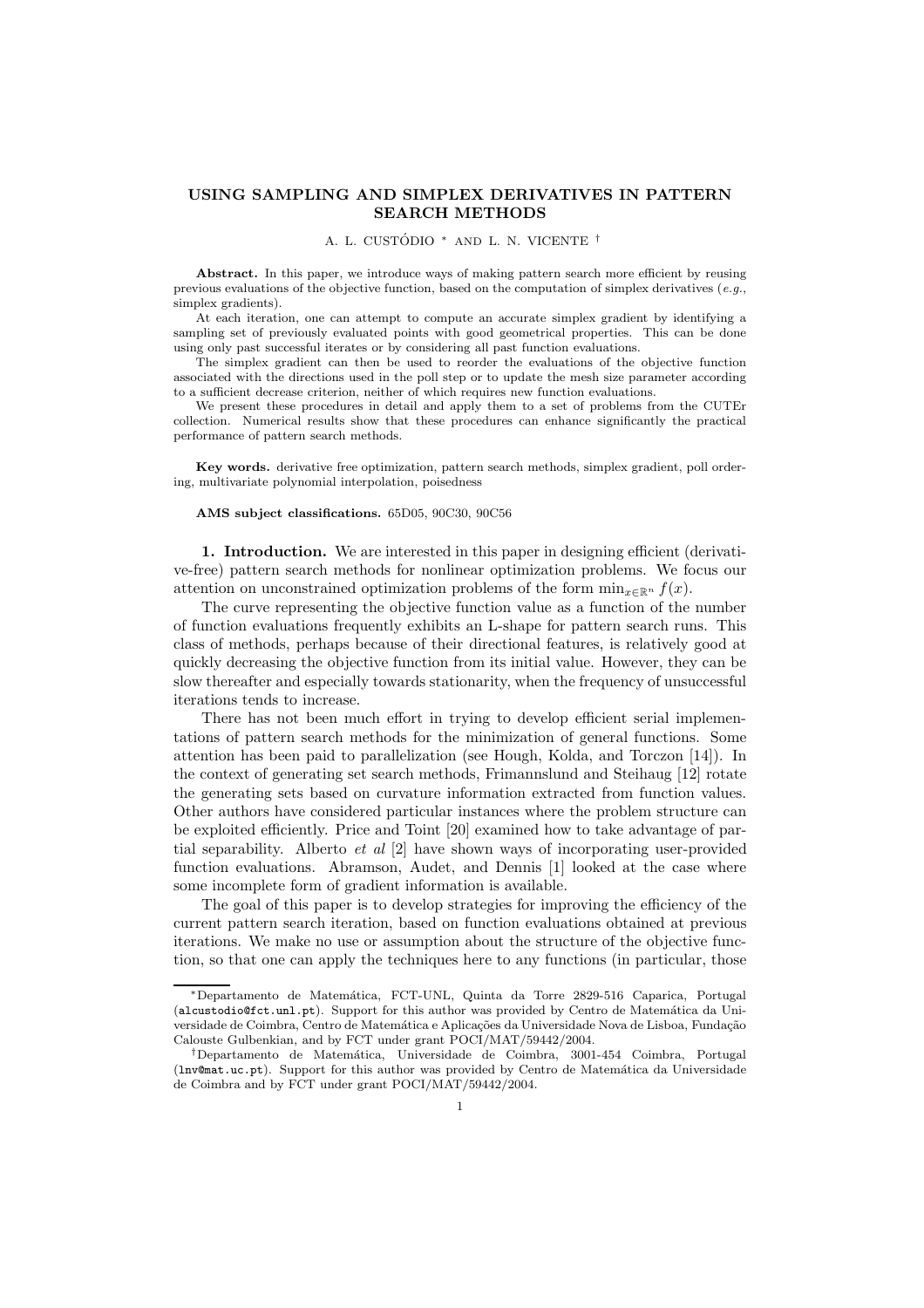# USING SAMPLING AND SIMPLEX DERIVATIVES IN PATTERN SEARCH METHODS

A. L. CUSTÓDIO * AND L. N. VICENTE †

**Abstract.** In this paper, we introduce ways of making pattern search more efficient by reusing previous evaluations of the objective function, based on the computation of simplex derivatives (*e.g.*, simplex gradients).

At each iteration, one can attempt to compute an accurate simplex gradient by identifying a sampling set of previously evaluated points with good geometrical properties. This can be done using only past successful iterates or by considering all past function evaluations.

The simplex gradient can then be used to reorder the evaluations of the objective function associated with the directions used in the poll step or to update the mesh size parameter according to a sufficient decrease criterion, neither of which requires new function evaluations.

We present these procedures in detail and apply them to a set of problems from the CUTEr collection. Numerical results show that these procedures can enhance significantly the practical performance of pattern search methods.

**Key words.** derivative free optimization, pattern search methods, simplex gradient, poll ordering, multivariate polynomial interpolation, poisedness

**AMS subject classifications.** 65D05, 90C30, 90C56

## 1. Introduction.

We are interested in this paper in designing efficient (derivative-free) pattern search methods for nonlinear optimization problems. We focus our attention on unconstrained optimization problems of the form $\min_{x \in \mathbb{R}^n} f(x)$.

The curve representing the objective function value as a function of the number of function evaluations frequently exhibits an L-shape for pattern search runs. This class of methods, perhaps because of their directional features, is relatively good at quickly decreasing the objective function from its initial value. However, they can be slow thereafter and especially towards stationarity, when the frequency of unsuccessful iterations tends to increase.

There has not been much effort in trying to develop efficient serial implementations of pattern search methods for the minimization of general functions. Some attention has been paid to parallelization (see Hough, Kolda, and Torczon [14]). In the context of generating set search methods, Frimannslund and Steihaug [12] rotate the generating sets based on curvature information extracted from function values. Other authors have considered particular instances where the problem structure can be exploited efficiently. Price and Toint [20] examined how to take advantage of partial separability. Alberto *et al* [2] have shown ways of incorporating user-provided function evaluations. Abramson, Audet, and Dennis [1] looked at the case where some incomplete form of gradient information is available.

The goal of this paper is to develop strategies for improving the efficiency of the current pattern search iteration, based on function evaluations obtained at previous iterations. We make no use or assumption about the structure of the objective function, so that one can apply the techniques here to any functions (in particular, those

*Departamento de Matemática, FCT-UNL, Quinta da Torre 2829-516 Caparica, Portugal (alcustodio@fct.unl.pt). Support for this author was provided by Centro de Matemática da Universidade de Coimbra, Centro de Matemática e Aplicações da Universidade Nova de Lisboa, Fundação Calouste Gulbenkian, and by FCT under grant POCI/MAT/59442/2004.

†Departamento de Matemática, Universidade de Coimbra, 3001-454 Coimbra, Portugal (lnv@mat.uc.pt). Support for this author was provided by Centro de Matemática da Universidade de Coimbra and by FCT under grant POCI/MAT/59442/2004.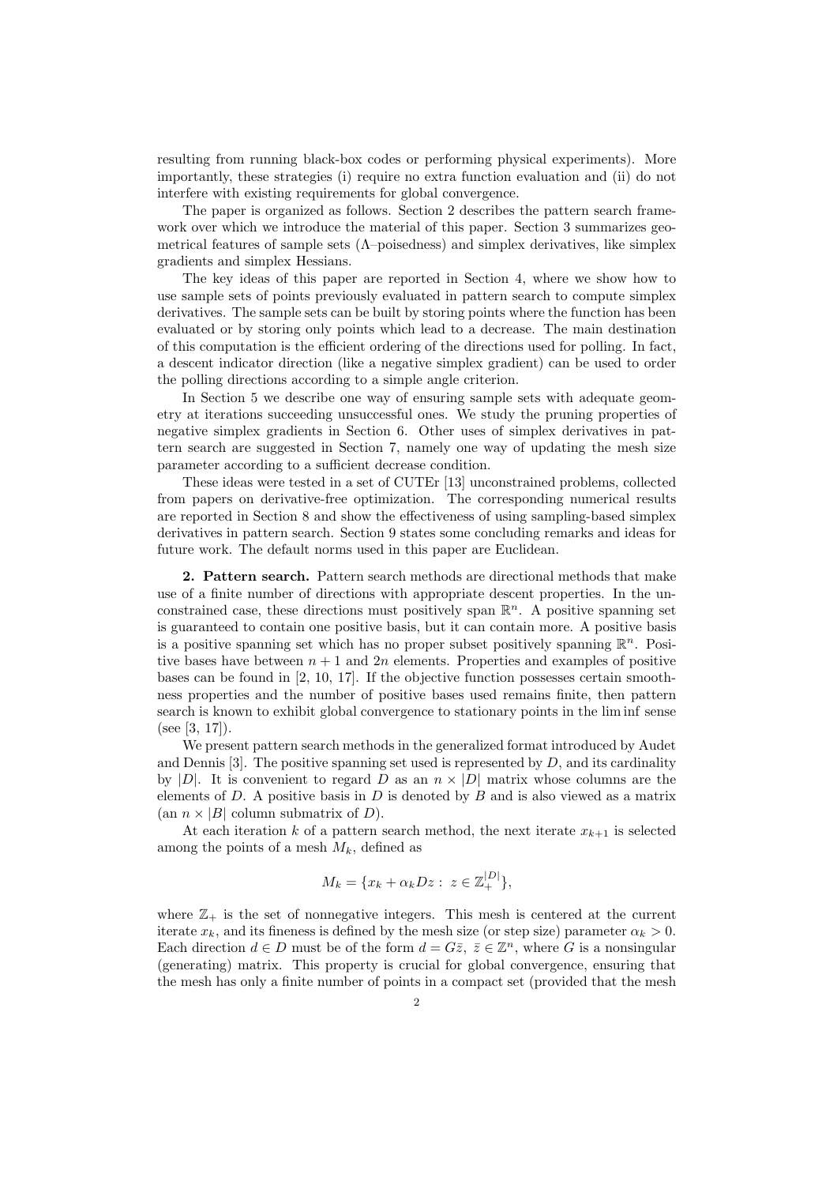resulting from running black-box codes or performing physical experiments). More importantly, these strategies (i) require no extra function evaluation and (ii) do not interfere with existing requirements for global convergence.

The paper is organized as follows. Section 2 describes the pattern search framework over which we introduce the material of this paper. Section 3 summarizes geometrical features of sample sets ($\Lambda$–poisedness) and simplex derivatives, like simplex gradients and simplex Hessians.

The key ideas of this paper are reported in Section 4, where we show how to use sample sets of points previously evaluated in pattern search to compute simplex derivatives. The sample sets can be built by storing points where the function has been evaluated or by storing only points which lead to a decrease. The main destination of this computation is the efficient ordering of the directions used for polling. In fact, a descent indicator direction (like a negative simplex gradient) can be used to order the polling directions according to a simple angle criterion.

In Section 5 we describe one way of ensuring sample sets with adequate geometry at iterations succeeding unsuccessful ones. We study the pruning properties of negative simplex gradients in Section 6. Other uses of simplex derivatives in pattern search are suggested in Section 7, namely one way of updating the mesh size parameter according to a sufficient decrease condition.

These ideas were tested in a set of CUTEr [13] unconstrained problems, collected from papers on derivative-free optimization. The corresponding numerical results are reported in Section 8 and show the effectiveness of using sampling-based simplex derivatives in pattern search. Section 9 states some concluding remarks and ideas for future work. The default norms used in this paper are Euclidean.

**2. Pattern search.** Pattern search methods are directional methods that make use of a finite number of directions with appropriate descent properties. In the unconstrained case, these directions must positively span $\mathbb{R}^n$. A positive spanning set is guaranteed to contain one positive basis, but it can contain more. A positive basis is a positive spanning set which has no proper subset positively spanning $\mathbb{R}^n$. Positive bases have between $n+1$ and $2n$ elements. Properties and examples of positive bases can be found in [2, 10, 17]. If the objective function possesses certain smoothness properties and the number of positive bases used remains finite, then pattern search is known to exhibit global convergence to stationary points in the lim inf sense (see [3, 17]).

We present pattern search methods in the generalized format introduced by Audet and Dennis [3]. The positive spanning set used is represented by $D$, and its cardinality by $|D|$. It is convenient to regard $D$ as an $n \times |D|$ matrix whose columns are the elements of $D$. A positive basis in $D$ is denoted by $B$ and is also viewed as a matrix (an $n \times |B|$ column submatrix of $D$).

At each iteration $k$ of a pattern search method, the next iterate $x_{k+1}$ is selected among the points of a mesh $M_k$, defined as

$$M_k = \{x_k + \alpha_k D z : \; z \in \mathbb{Z}_+^{|D|}\},$$

where $\mathbb{Z}_+$ is the set of nonnegative integers. This mesh is centered at the current iterate $x_k$, and its fineness is defined by the mesh size (or step size) parameter $\alpha_k > 0$. Each direction $d \in D$ must be of the form $d = G\bar{z}, \; \bar{z} \in \mathbb{Z}^n$, where $G$ is a nonsingular (generating) matrix. This property is crucial for global convergence, ensuring that the mesh has only a finite number of points in a compact set (provided that the mesh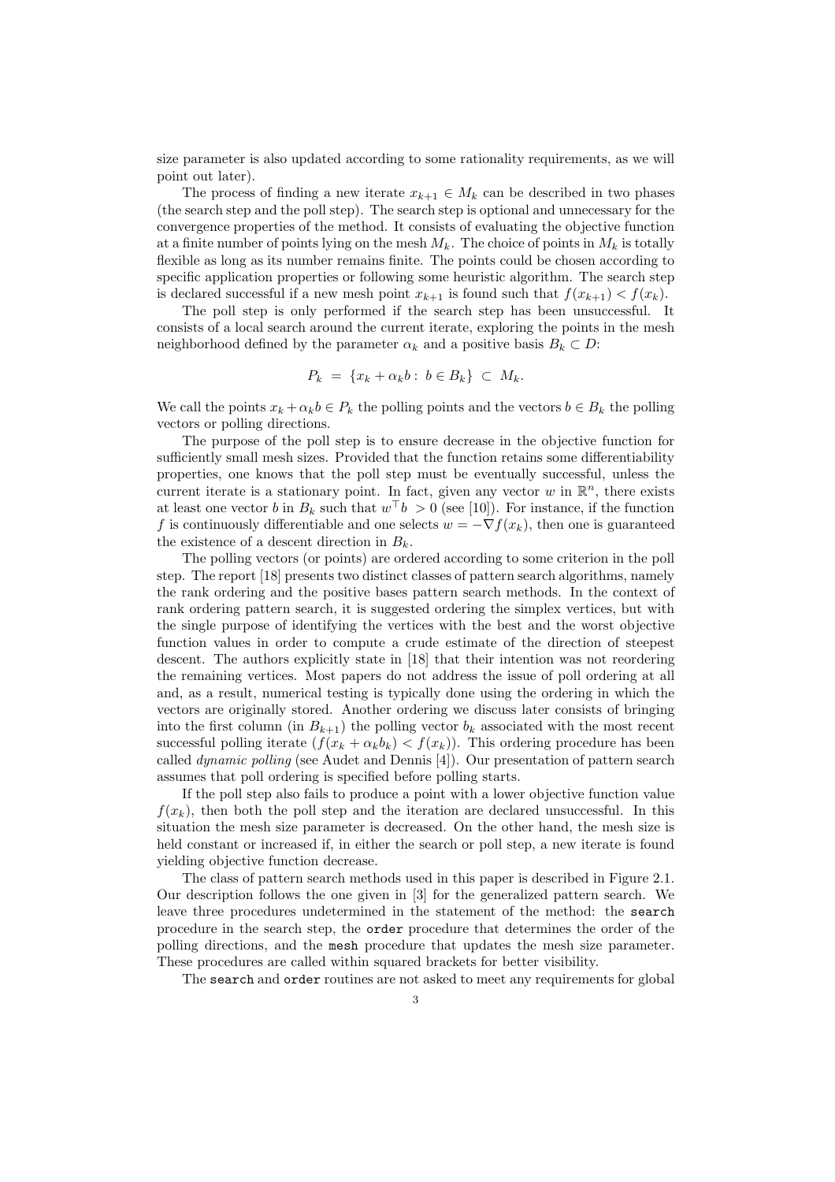size parameter is also updated according to some rationality requirements, as we will point out later).

The process of finding a new iterate $x_{k+1} \in M_k$ can be described in two phases (the search step and the poll step). The search step is optional and unnecessary for the convergence properties of the method. It consists of evaluating the objective function at a finite number of points lying on the mesh $M_k$. The choice of points in $M_k$ is totally flexible as long as its number remains finite. The points could be chosen according to specific application properties or following some heuristic algorithm. The search step is declared successful if a new mesh point $x_{k+1}$ is found such that $f(x_{k+1}) < f(x_k)$.

The poll step is only performed if the search step has been unsuccessful. It consists of a local search around the current iterate, exploring the points in the mesh neighborhood defined by the parameter $\alpha_k$ and a positive basis $B_k \subset D$:

$$P_k \ = \ \{x_k + \alpha_k b : \ b \in B_k\} \ \subset \ M_k.$$

We call the points $x_k + \alpha_k b \in P_k$ the polling points and the vectors $b \in B_k$ the polling vectors or polling directions.

The purpose of the poll step is to ensure decrease in the objective function for sufficiently small mesh sizes. Provided that the function retains some differentiability properties, one knows that the poll step must be eventually successful, unless the current iterate is a stationary point. In fact, given any vector $w$ in $\mathbb{R}^n$, there exists at least one vector $b$ in $B_k$ such that $w^\top b \ > 0$ (see [10]). For instance, if the function $f$ is continuously differentiable and one selects $w = -\nabla f(x_k)$, then one is guaranteed the existence of a descent direction in $B_k$.

The polling vectors (or points) are ordered according to some criterion in the poll step. The report [18] presents two distinct classes of pattern search algorithms, namely the rank ordering and the positive bases pattern search methods. In the context of rank ordering pattern search, it is suggested ordering the simplex vertices, but with the single purpose of identifying the vertices with the best and the worst objective function values in order to compute a crude estimate of the direction of steepest descent. The authors explicitly state in [18] that their intention was not reordering the remaining vertices. Most papers do not address the issue of poll ordering at all and, as a result, numerical testing is typically done using the ordering in which the vectors are originally stored. Another ordering we discuss later consists of bringing into the first column (in $B_{k+1}$) the polling vector $b_k$ associated with the most recent successful polling iterate ($f(x_k + \alpha_k b_k) < f(x_k)$). This ordering procedure has been called *dynamic polling* (see Audet and Dennis [4]). Our presentation of pattern search assumes that poll ordering is specified before polling starts.

If the poll step also fails to produce a point with a lower objective function value $f(x_k)$, then both the poll step and the iteration are declared unsuccessful. In this situation the mesh size parameter is decreased. On the other hand, the mesh size is held constant or increased if, in either the search or poll step, a new iterate is found yielding objective function decrease.

The class of pattern search methods used in this paper is described in Figure 2.1. Our description follows the one given in [3] for the generalized pattern search. We leave three procedures undetermined in the statement of the method: the `search` procedure in the search step, the `order` procedure that determines the order of the polling directions, and the `mesh` procedure that updates the mesh size parameter. These procedures are called within squared brackets for better visibility.

The `search` and `order` routines are not asked to meet any requirements for global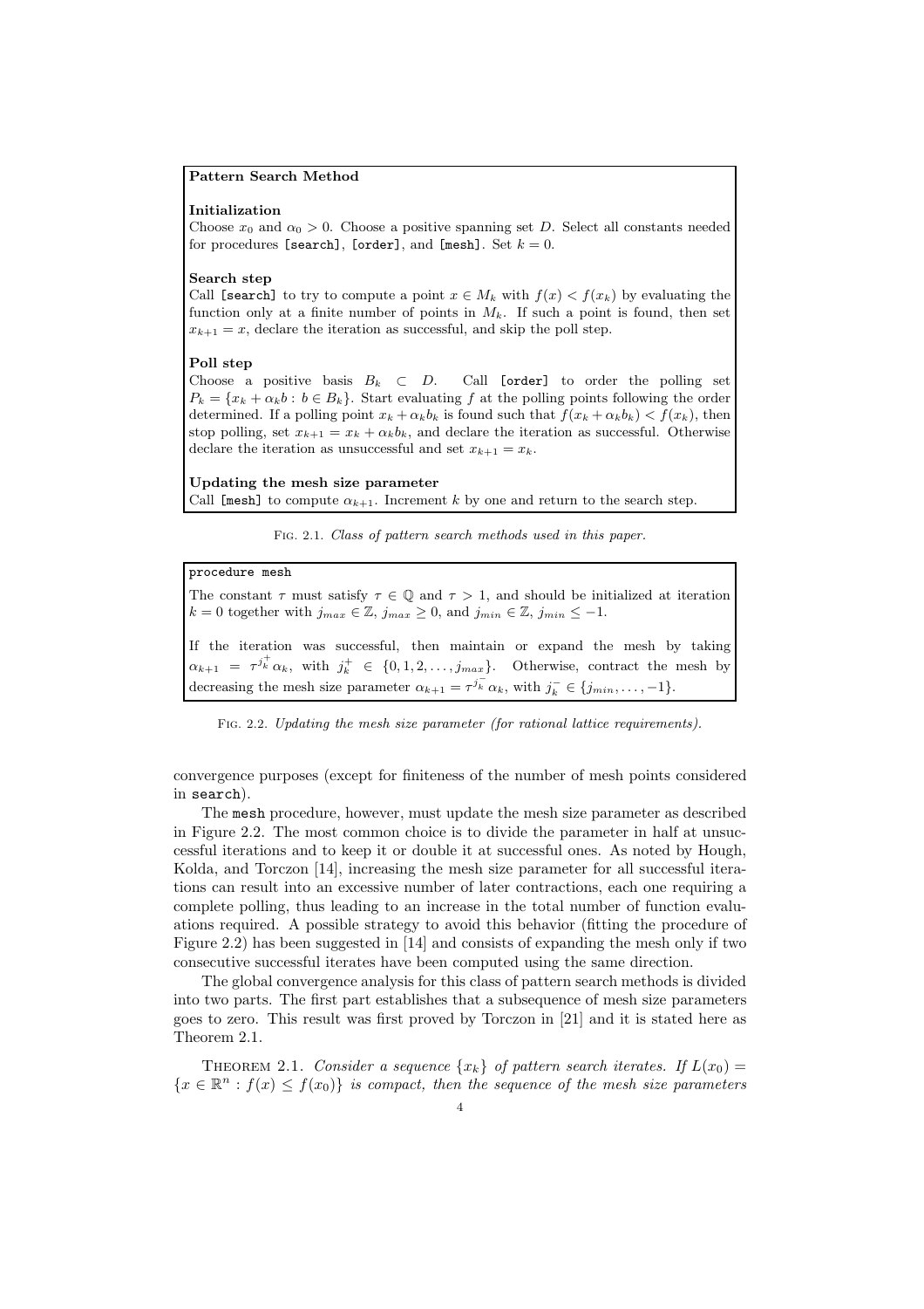**Pattern Search Method**

**Initialization**

Choose $x_0$ and $\alpha_0 > 0$. Choose a positive spanning set $D$. Select all constants needed for procedures `[search]`, `[order]`, and `[mesh]`. Set $k = 0$.

**Search step**

Call `[search]` to try to compute a point $x \in M_k$ with $f(x) < f(x_k)$ by evaluating the function only at a finite number of points in $M_k$. If such a point is found, then set $x_{k+1} = x$, declare the iteration as successful, and skip the poll step.

**Poll step**

Choose a positive basis $B_k \subset D$. Call `[order]` to order the polling set $P_k = \{x_k + \alpha_k b : b \in B_k\}$. Start evaluating $f$ at the polling points following the order determined. If a polling point $x_k + \alpha_k b_k$ is found such that $f(x_k + \alpha_k b_k) < f(x_k)$, then stop polling, set $x_{k+1} = x_k + \alpha_k b_k$, and declare the iteration as successful. Otherwise declare the iteration as unsuccessful and set $x_{k+1} = x_k$.

**Updating the mesh size parameter**

Call `[mesh]` to compute $\alpha_{k+1}$. Increment $k$ by one and return to the search step.

Fig. 2.1. *Class of pattern search methods used in this paper.*

```
procedure mesh
```

The constant $\tau$ must satisfy $\tau \in \mathbb{Q}$ and $\tau > 1$, and should be initialized at iteration $k = 0$ together with $j_{max} \in \mathbb{Z}$, $j_{max} \geq 0$, and $j_{min} \in \mathbb{Z}$, $j_{min} \leq -1$.

If the iteration was successful, then maintain or expand the mesh by taking $\alpha_{k+1} = \tau^{j_k^+} \alpha_k$, with $j_k^+ \in \{0, 1, 2, \ldots, j_{max}\}$. Otherwise, contract the mesh by decreasing the mesh size parameter $\alpha_{k+1} = \tau^{j_k^-} \alpha_k$, with $j_k^- \in \{j_{min}, \ldots, -1\}$.

Fig. 2.2. *Updating the mesh size parameter (for rational lattice requirements).*

convergence purposes (except for finiteness of the number of mesh points considered in search).

The mesh procedure, however, must update the mesh size parameter as described in Figure 2.2. The most common choice is to divide the parameter in half at unsuccessful iterations and to keep it or double it at successful ones. As noted by Hough, Kolda, and Torczon [14], increasing the mesh size parameter for all successful iterations can result into an excessive number of later contractions, each one requiring a complete polling, thus leading to an increase in the total number of function evaluations required. A possible strategy to avoid this behavior (fitting the procedure of Figure 2.2) has been suggested in [14] and consists of expanding the mesh only if two consecutive successful iterates have been computed using the same direction.

The global convergence analysis for this class of pattern search methods is divided into two parts. The first part establishes that a subsequence of mesh size parameters goes to zero. This result was first proved by Torczon in [21] and it is stated here as Theorem 2.1.

Theorem 2.1. *Consider a sequence $\{x_k\}$ of pattern search iterates. If $L(x_0) = \{x \in \mathbb{R}^n : f(x) \leq f(x_0)\}$ is compact, then the sequence of the mesh size parameters*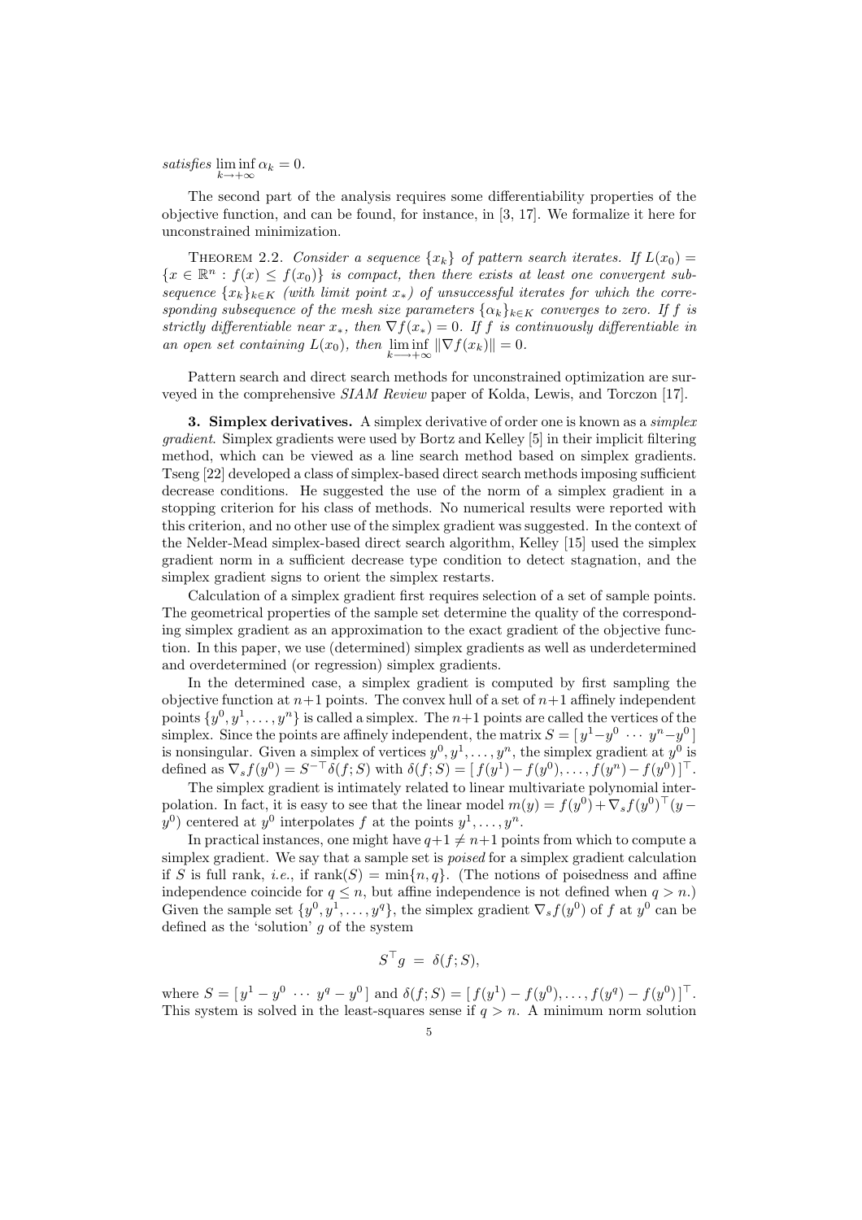*satisfies* $\liminf_{k \to +\infty} \alpha_k = 0$.

The second part of the analysis requires some differentiability properties of the objective function, and can be found, for instance, in [3, 17]. We formalize it here for unconstrained minimization.

THEOREM 2.2. *Consider a sequence $\{x_k\}$ of pattern search iterates. If $L(x_0) = \{x \in \mathbb{R}^n : f(x) \leq f(x_0)\}$ is compact, then there exists at least one convergent subsequence $\{x_k\}_{k \in K}$ (with limit point $x_*$) of unsuccessful iterates for which the corresponding subsequence of the mesh size parameters $\{\alpha_k\}_{k \in K}$ converges to zero. If $f$ is strictly differentiable near $x_*$, then $\nabla f(x_*) = 0$. If $f$ is continuously differentiable in an open set containing $L(x_0)$, then $\liminf_{k \longrightarrow +\infty} \|\nabla f(x_k)\| = 0$.*

Pattern search and direct search methods for unconstrained optimization are surveyed in the comprehensive *SIAM Review* paper of Kolda, Lewis, and Torczon [17].

## 3. Simplex derivatives.

A simplex derivative of order one is known as a *simplex gradient*. Simplex gradients were used by Bortz and Kelley [5] in their implicit filtering method, which can be viewed as a line search method based on simplex gradients. Tseng [22] developed a class of simplex-based direct search methods imposing sufficient decrease conditions. He suggested the use of the norm of a simplex gradient in a stopping criterion for his class of methods. No numerical results were reported with this criterion, and no other use of the simplex gradient was suggested. In the context of the Nelder-Mead simplex-based direct search algorithm, Kelley [15] used the simplex gradient norm in a sufficient decrease type condition to detect stagnation, and the simplex gradient signs to orient the simplex restarts.

Calculation of a simplex gradient first requires selection of a set of sample points. The geometrical properties of the sample set determine the quality of the corresponding simplex gradient as an approximation to the exact gradient of the objective function. In this paper, we use (determined) simplex gradients as well as underdetermined and overdetermined (or regression) simplex gradients.

In the determined case, a simplex gradient is computed by first sampling the objective function at $n+1$ points. The convex hull of a set of $n+1$ affinely independent points $\{y^0, y^1, \ldots, y^n\}$ is called a simplex. The $n+1$ points are called the vertices of the simplex. Since the points are affinely independent, the matrix $S = [\, y^1 - y^0 \ \cdots \ y^n - y^0 \,]$ is nonsingular. Given a simplex of vertices $y^0, y^1, \ldots, y^n$, the simplex gradient at $y^0$ is defined as $\nabla_s f(y^0) = S^{-\top} \delta(f; S)$ with $\delta(f; S) = [\, f(y^1) - f(y^0), \ldots, f(y^n) - f(y^0) \,]^\top$.

The simplex gradient is intimately related to linear multivariate polynomial interpolation. In fact, it is easy to see that the linear model $m(y) = f(y^0) + \nabla_s f(y^0)^\top (y - y^0)$ centered at $y^0$ interpolates $f$ at the points $y^1, \ldots, y^n$.

In practical instances, one might have $q+1 \neq n+1$ points from which to compute a simplex gradient. We say that a sample set is *poised* for a simplex gradient calculation if $S$ is full rank, *i.e.*, if $\mathrm{rank}(S) = \min\{n, q\}$. (The notions of poisedness and affine independence coincide for $q \leq n$, but affine independence is not defined when $q > n$.) Given the sample set $\{y^0, y^1, \ldots, y^q\}$, the simplex gradient $\nabla_s f(y^0)$ of $f$ at $y^0$ can be defined as the 'solution' $g$ of the system

$$S^\top g \;=\; \delta(f; S),$$

where $S = [\, y^1 - y^0 \ \cdots \ y^q - y^0 \,]$ and $\delta(f; S) = [\, f(y^1) - f(y^0), \ldots, f(y^q) - f(y^0) \,]^\top$. This system is solved in the least-squares sense if $q > n$. A minimum norm solution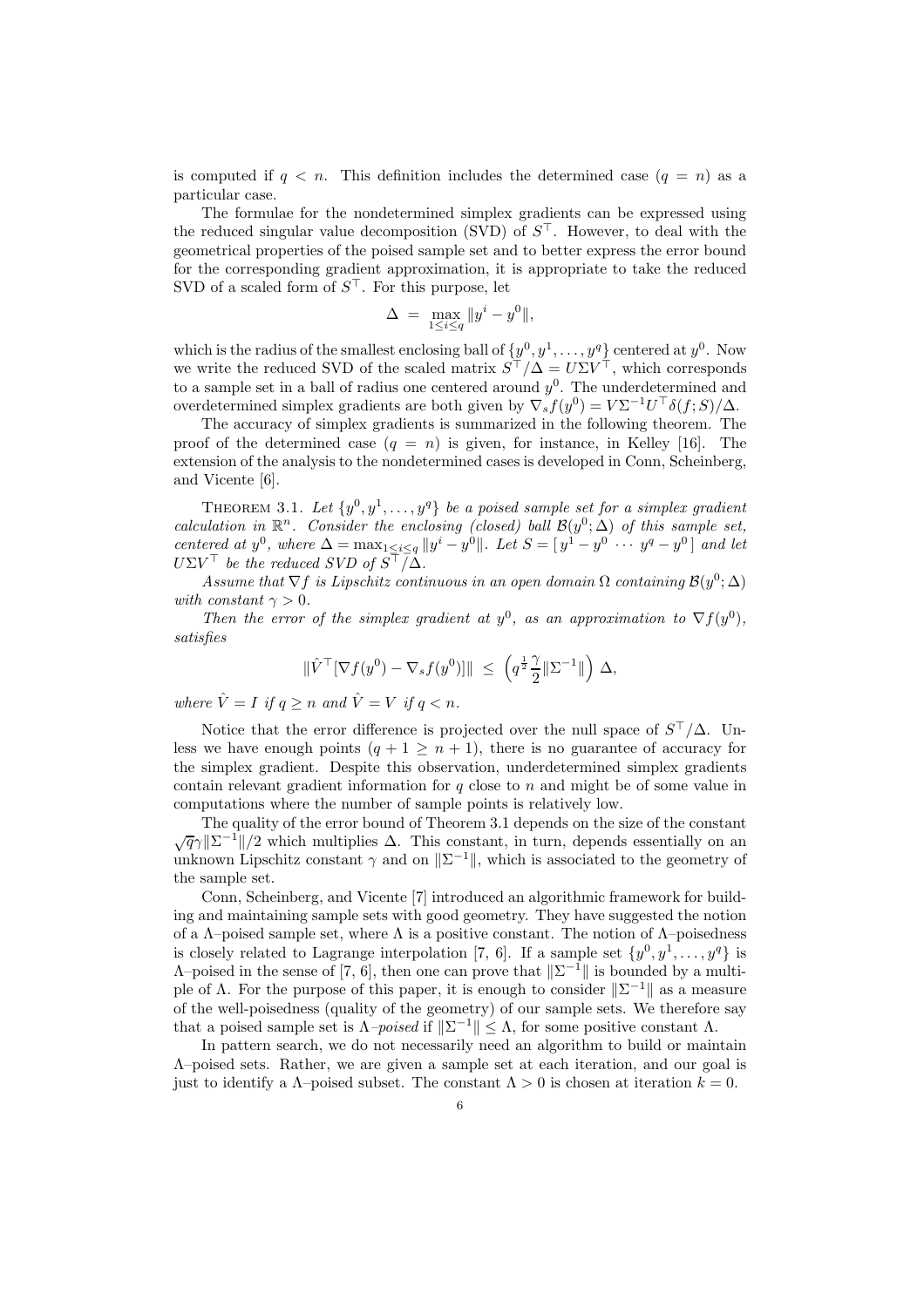is computed if $q < n$. This definition includes the determined case ($q = n$) as a particular case.

The formulae for the nondetermined simplex gradients can be expressed using the reduced singular value decomposition (SVD) of $S^\top$. However, to deal with the geometrical properties of the poised sample set and to better express the error bound for the corresponding gradient approximation, it is appropriate to take the reduced SVD of a scaled form of $S^\top$. For this purpose, let

$$\Delta \;=\; \max_{1 \leq i \leq q} \|y^i - y^0\|,$$

which is the radius of the smallest enclosing ball of $\{y^0, y^1, \ldots, y^q\}$ centered at $y^0$. Now we write the reduced SVD of the scaled matrix $S^\top/\Delta = U \Sigma V^\top$, which corresponds to a sample set in a ball of radius one centered around $y^0$. The underdetermined and overdetermined simplex gradients are both given by $\nabla_s f(y^0) = V \Sigma^{-1} U^\top \delta(f; S)/\Delta$.

The accuracy of simplex gradients is summarized in the following theorem. The proof of the determined case ($q = n$) is given, for instance, in Kelley [16]. The extension of the analysis to the nondetermined cases is developed in Conn, Scheinberg, and Vicente [6].

THEOREM 3.1. *Let $\{y^0, y^1, \ldots, y^q\}$ be a poised sample set for a simplex gradient calculation in $\mathbb{R}^n$. Consider the enclosing (closed) ball $\mathcal{B}(y^0; \Delta)$ of this sample set, centered at $y^0$, where $\Delta = \max_{1 \leq i \leq q} \|y^i - y^0\|$. Let $S = [\, y^1 - y^0 \; \cdots \; y^q - y^0 \,]$ and let $U \Sigma V^\top$ be the reduced SVD of $S^\top/\Delta$.*

*Assume that $\nabla f$ is Lipschitz continuous in an open domain $\Omega$ containing $\mathcal{B}(y^0; \Delta)$ with constant $\gamma > 0$.*

*Then the error of the simplex gradient at $y^0$, as an approximation to $\nabla f(y^0)$, satisfies*

$$\|\hat{V}^\top [\nabla f(y^0) - \nabla_s f(y^0)]\| \;\leq\; \left( q^{\frac{1}{2}} \frac{\gamma}{2} \|\Sigma^{-1}\| \right) \Delta,$$

*where $\hat{V} = I$ if $q \geq n$ and $\hat{V} = V$ if $q < n$.*

Notice that the error difference is projected over the null space of $S^\top/\Delta$. Unless we have enough points ($q + 1 \geq n + 1$), there is no guarantee of accuracy for the simplex gradient. Despite this observation, underdetermined simplex gradients contain relevant gradient information for $q$ close to $n$ and might be of some value in computations where the number of sample points is relatively low.

The quality of the error bound of Theorem 3.1 depends on the size of the constant $\sqrt{q}\gamma\|\Sigma^{-1}\|/2$ which multiplies $\Delta$. This constant, in turn, depends essentially on an unknown Lipschitz constant $\gamma$ and on $\|\Sigma^{-1}\|$, which is associated to the geometry of the sample set.

Conn, Scheinberg, and Vicente [7] introduced an algorithmic framework for building and maintaining sample sets with good geometry. They have suggested the notion of a $\Lambda$–poised sample set, where $\Lambda$ is a positive constant. The notion of $\Lambda$–poisedness is closely related to Lagrange interpolation [7, 6]. If a sample set $\{y^0, y^1, \ldots, y^q\}$ is $\Lambda$–poised in the sense of [7, 6], then one can prove that $\|\Sigma^{-1}\|$ is bounded by a multiple of $\Lambda$. For the purpose of this paper, it is enough to consider $\|\Sigma^{-1}\|$ as a measure of the well-poisedness (quality of the geometry) of our sample sets. We therefore say that a poised sample set is $\Lambda$*–poised* if $\|\Sigma^{-1}\| \leq \Lambda$, for some positive constant $\Lambda$.

In pattern search, we do not necessarily need an algorithm to build or maintain $\Lambda$–poised sets. Rather, we are given a sample set at each iteration, and our goal is just to identify a $\Lambda$–poised subset. The constant $\Lambda > 0$ is chosen at iteration $k = 0$.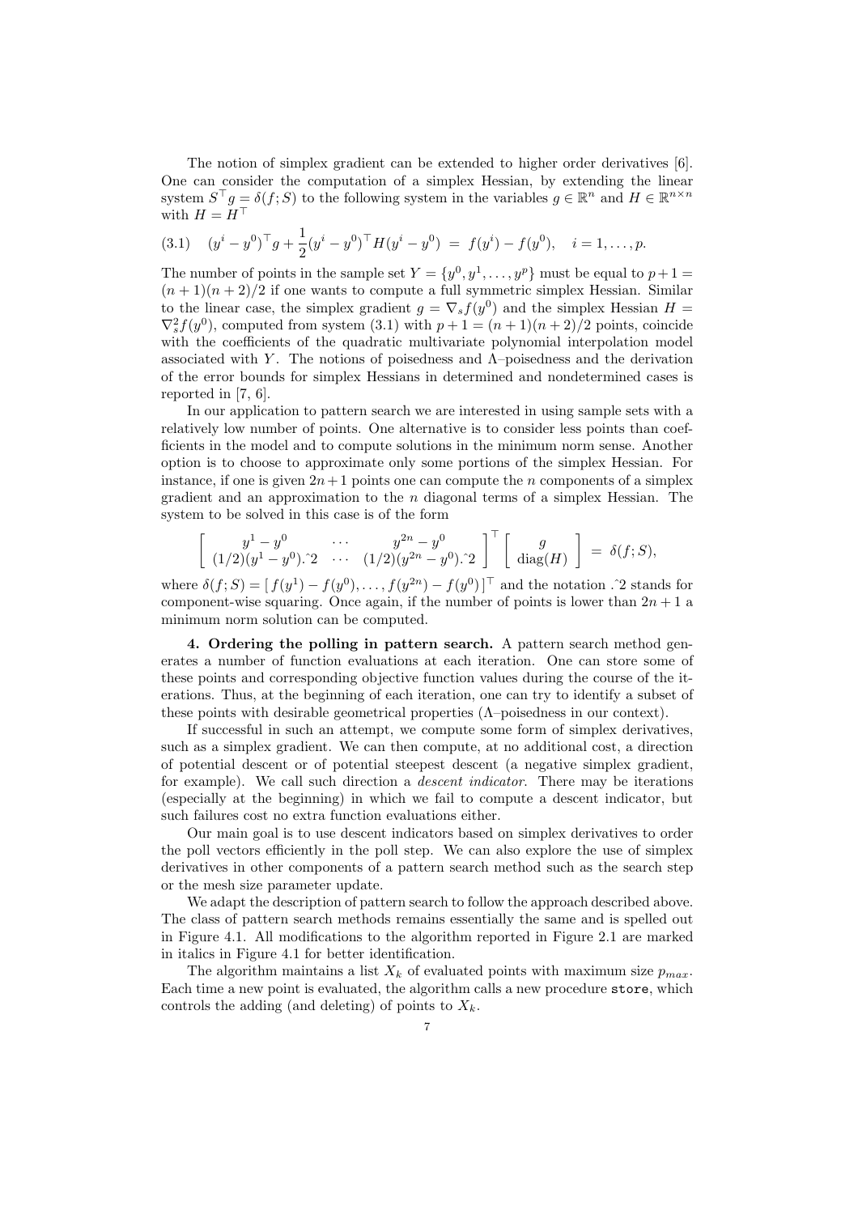The notion of simplex gradient can be extended to higher order derivatives [6]. One can consider the computation of a simplex Hessian, by extending the linear system $S^\top g = \delta(f; S)$ to the following system in the variables $g \in \mathbb{R}^n$ and $H \in \mathbb{R}^{n \times n}$ with $H = H^\top$

$$(y^i - y^0)^\top g + \frac{1}{2}(y^i - y^0)^\top H (y^i - y^0) \;=\; f(y^i) - f(y^0), \quad i = 1, \ldots, p. \tag{3.1}$$

The number of points in the sample set $Y = \{y^0, y^1, \ldots, y^p\}$ must be equal to $p + 1 = (n+1)(n+2)/2$ if one wants to compute a full symmetric simplex Hessian. Similar to the linear case, the simplex gradient $g = \nabla_s f(y^0)$ and the simplex Hessian $H = \nabla_s^2 f(y^0)$, computed from system (3.1) with $p + 1 = (n+1)(n+2)/2$ points, coincide with the coefficients of the quadratic multivariate polynomial interpolation model associated with $Y$. The notions of poisedness and $\Lambda$–poisedness and the derivation of the error bounds for simplex Hessians in determined and nondetermined cases is reported in [7, 6].

In our application to pattern search we are interested in using sample sets with a relatively low number of points. One alternative is to consider less points than coefficients in the model and to compute solutions in the minimum norm sense. Another option is to choose to approximate only some portions of the simplex Hessian. For instance, if one is given $2n+1$ points one can compute the $n$ components of a simplex gradient and an approximation to the $n$ diagonal terms of a simplex Hessian. The system to be solved in this case is of the form

$$\left[ \begin{array}{ccc} y^1 - y^0 & \cdots & y^{2n} - y^0 \\ (1/2)(y^1 - y^0).\hat{}2 & \cdots & (1/2)(y^{2n} - y^0).\hat{}2 \end{array} \right]^\top \left[ \begin{array}{c} g \\ \mathrm{diag}(H) \end{array} \right] \;=\; \delta(f; S),$$

where $\delta(f; S) = [\, f(y^1) - f(y^0), \ldots, f(y^{2n}) - f(y^0) \,]^\top$ and the notation $.\hat{}2$ stands for component-wise squaring. Once again, if the number of points is lower than $2n+1$ a minimum norm solution can be computed.

**4. Ordering the polling in pattern search.** A pattern search method generates a number of function evaluations at each iteration. One can store some of these points and corresponding objective function values during the course of the iterations. Thus, at the beginning of each iteration, one can try to identify a subset of these points with desirable geometrical properties ($\Lambda$–poisedness in our context).

If successful in such an attempt, we compute some form of simplex derivatives, such as a simplex gradient. We can then compute, at no additional cost, a direction of potential descent or of potential steepest descent (a negative simplex gradient, for example). We call such direction a *descent indicator*. There may be iterations (especially at the beginning) in which we fail to compute a descent indicator, but such failures cost no extra function evaluations either.

Our main goal is to use descent indicators based on simplex derivatives to order the poll vectors efficiently in the poll step. We can also explore the use of simplex derivatives in other components of a pattern search method such as the search step or the mesh size parameter update.

We adapt the description of pattern search to follow the approach described above. The class of pattern search methods remains essentially the same and is spelled out in Figure 4.1. All modifications to the algorithm reported in Figure 2.1 are marked in italics in Figure 4.1 for better identification.

The algorithm maintains a list $X_k$ of evaluated points with maximum size $p_{max}$. Each time a new point is evaluated, the algorithm calls a new procedure `store`, which controls the adding (and deleting) of points to $X_k$.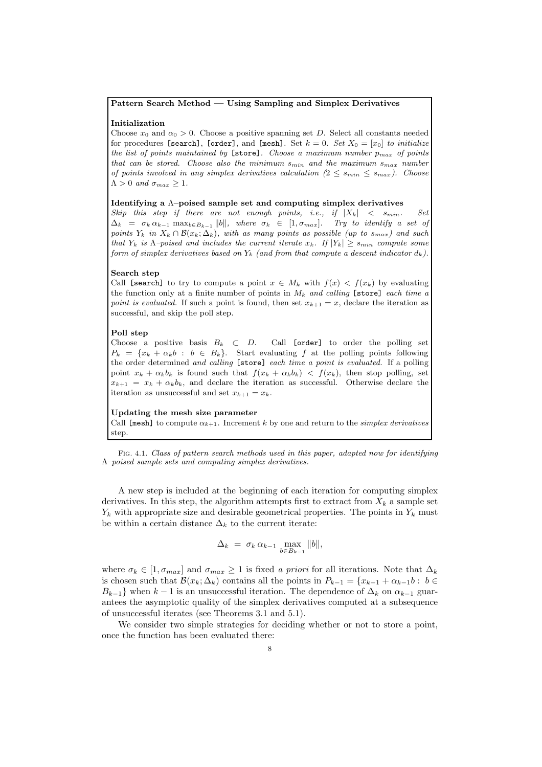**Pattern Search Method — Using Sampling and Simplex Derivatives**

**Initialization**

Choose $x_0$ and $\alpha_0 > 0$. Choose a positive spanning set $D$. Select all constants needed for procedures [search], [order], and [mesh]. Set $k = 0$. *Set $X_0 = [x_0]$ to initialize the list of points maintained by* [store]. *Choose a maximum number $p_{max}$ of points that can be stored. Choose also the minimum $s_{min}$ and the maximum $s_{max}$ number of points involved in any simplex derivatives calculation ($2 \leq s_{min} \leq s_{max}$). Choose $\Lambda > 0$ and $\sigma_{max} \geq 1$.*

**Identifying a Λ–poised sample set and computing simplex derivatives**

*Skip this step if there are not enough points, i.e., if $|X_k| < s_{min}$. Set $\Delta_k = \sigma_k \alpha_{k-1} \max_{b \in B_{k-1}} \|b\|$, where $\sigma_k \in [1, \sigma_{max}]$. Try to identify a set of points $Y_k$ in $X_k \cap \mathcal{B}(x_k; \Delta_k)$, with as many points as possible (up to $s_{max}$) and such that $Y_k$ is $\Lambda$–poised and includes the current iterate $x_k$. If $|Y_k| \geq s_{min}$ compute some form of simplex derivatives based on $Y_k$ (and from that compute a descent indicator $d_k$).*

**Search step**

Call [search] to try to compute a point $x \in M_k$ with $f(x) < f(x_k)$ by evaluating the function only at a finite number of points in $M_k$ *and calling* [store] *each time a point is evaluated.* If such a point is found, then set $x_{k+1} = x$, declare the iteration as successful, and skip the poll step.

**Poll step**

Choose a positive basis $B_k \subset D$. Call [order] to order the polling set $P_k = \{x_k + \alpha_k b : b \in B_k\}$. Start evaluating $f$ at the polling points following the order determined *and calling* [store] *each time a point is evaluated.* If a polling point $x_k + \alpha_k b_k$ is found such that $f(x_k + \alpha_k b_k) < f(x_k)$, then stop polling, set $x_{k+1} = x_k + \alpha_k b_k$, and declare the iteration as successful. Otherwise declare the iteration as unsuccessful and set $x_{k+1} = x_k$.

**Updating the mesh size parameter**

Call [mesh] to compute $\alpha_{k+1}$. Increment $k$ by one and return to the *simplex derivatives* step.

Fig. 4.1. *Class of pattern search methods used in this paper, adapted now for identifying Λ–poised sample sets and computing simplex derivatives.*

A new step is included at the beginning of each iteration for computing simplex derivatives. In this step, the algorithm attempts first to extract from $X_k$ a sample set $Y_k$ with appropriate size and desirable geometrical properties. The points in $Y_k$ must be within a certain distance $\Delta_k$ to the current iterate:

$$\Delta_k \; = \; \sigma_k \, \alpha_{k-1} \max_{b \in B_{k-1}} \|b\|,$$

where $\sigma_k \in [1, \sigma_{max}]$ and $\sigma_{max} \geq 1$ is fixed *a priori* for all iterations. Note that $\Delta_k$ is chosen such that $\mathcal{B}(x_k; \Delta_k)$ contains all the points in $P_{k-1} = \{x_{k-1} + \alpha_{k-1} b : b \in B_{k-1}\}$ when $k-1$ is an unsuccessful iteration. The dependence of $\Delta_k$ on $\alpha_{k-1}$ guarantees the asymptotic quality of the simplex derivatives computed at a subsequence of unsuccessful iterates (see Theorems 3.1 and 5.1).

We consider two simple strategies for deciding whether or not to store a point, once the function has been evaluated there: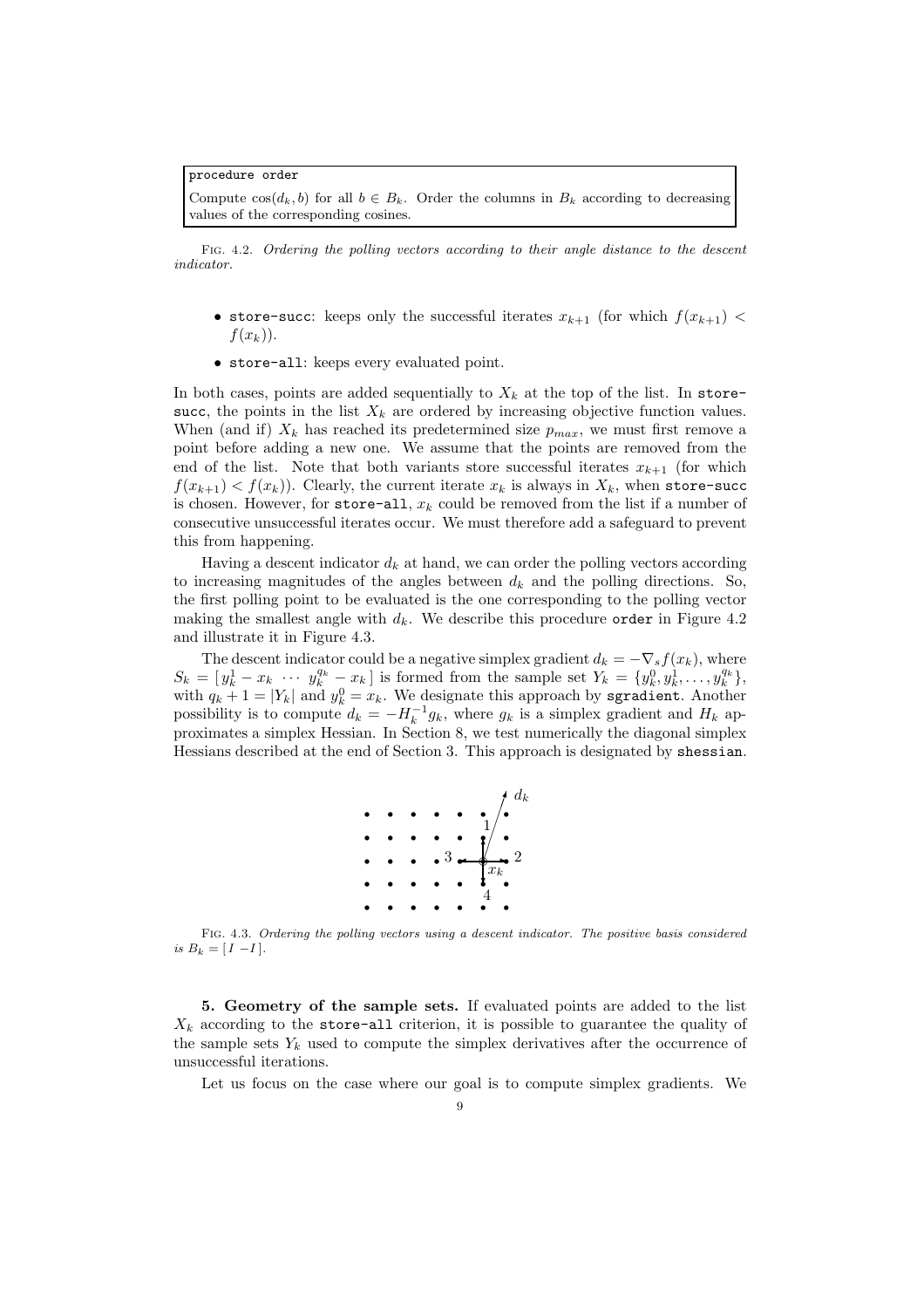```
procedure order

Compute cos(d_k, b) for all b ∈ B_k. Order the columns in B_k according to decreasing values of the corresponding cosines.
```

FIG. 4.2. *Ordering the polling vectors according to their angle distance to the descent indicator.*

- store-succ: keeps only the successful iterates $x_{k+1}$ (for which $f(x_{k+1}) < f(x_k)$).
- store-all: keeps every evaluated point.

In both cases, points are added sequentially to $X_k$ at the top of the list. In store-succ, the points in the list $X_k$ are ordered by increasing objective function values. When (and if) $X_k$ has reached its predetermined size $p_{max}$, we must first remove a point before adding a new one. We assume that the points are removed from the end of the list. Note that both variants store successful iterates $x_{k+1}$ (for which $f(x_{k+1}) < f(x_k)$). Clearly, the current iterate $x_k$ is always in $X_k$, when store-succ is chosen. However, for store-all, $x_k$ could be removed from the list if a number of consecutive unsuccessful iterates occur. We must therefore add a safeguard to prevent this from happening.

Having a descent indicator $d_k$ at hand, we can order the polling vectors according to increasing magnitudes of the angles between $d_k$ and the polling directions. So, the first polling point to be evaluated is the one corresponding to the polling vector making the smallest angle with $d_k$. We describe this procedure order in Figure 4.2 and illustrate it in Figure 4.3.

The descent indicator could be a negative simplex gradient $d_k = -\nabla_s f(x_k)$, where $S_k = [\, y_k^1 - x_k \ \cdots \ y_k^{q_k} - x_k \,]$ is formed from the sample set $Y_k = \{y_k^0, y_k^1, \ldots, y_k^{q_k}\}$, with $q_k + 1 = |Y_k|$ and $y_k^0 = x_k$. We designate this approach by sgradient. Another possibility is to compute $d_k = -H_k^{-1} g_k$, where $g_k$ is a simplex gradient and $H_k$ approximates a simplex Hessian. In Section 8, we test numerically the diagonal simplex Hessians described at the end of Section 3. This approach is designated by shessian.

FIG. 4.3. *Ordering the polling vectors using a descent indicator. The positive basis considered is $B_k = [\, I \ -I \,]$.*

## 5. Geometry of the sample sets.

If evaluated points are added to the list $X_k$ according to the store-all criterion, it is possible to guarantee the quality of the sample sets $Y_k$ used to compute the simplex derivatives after the occurrence of unsuccessful iterations.

Let us focus on the case where our goal is to compute simplex gradients. We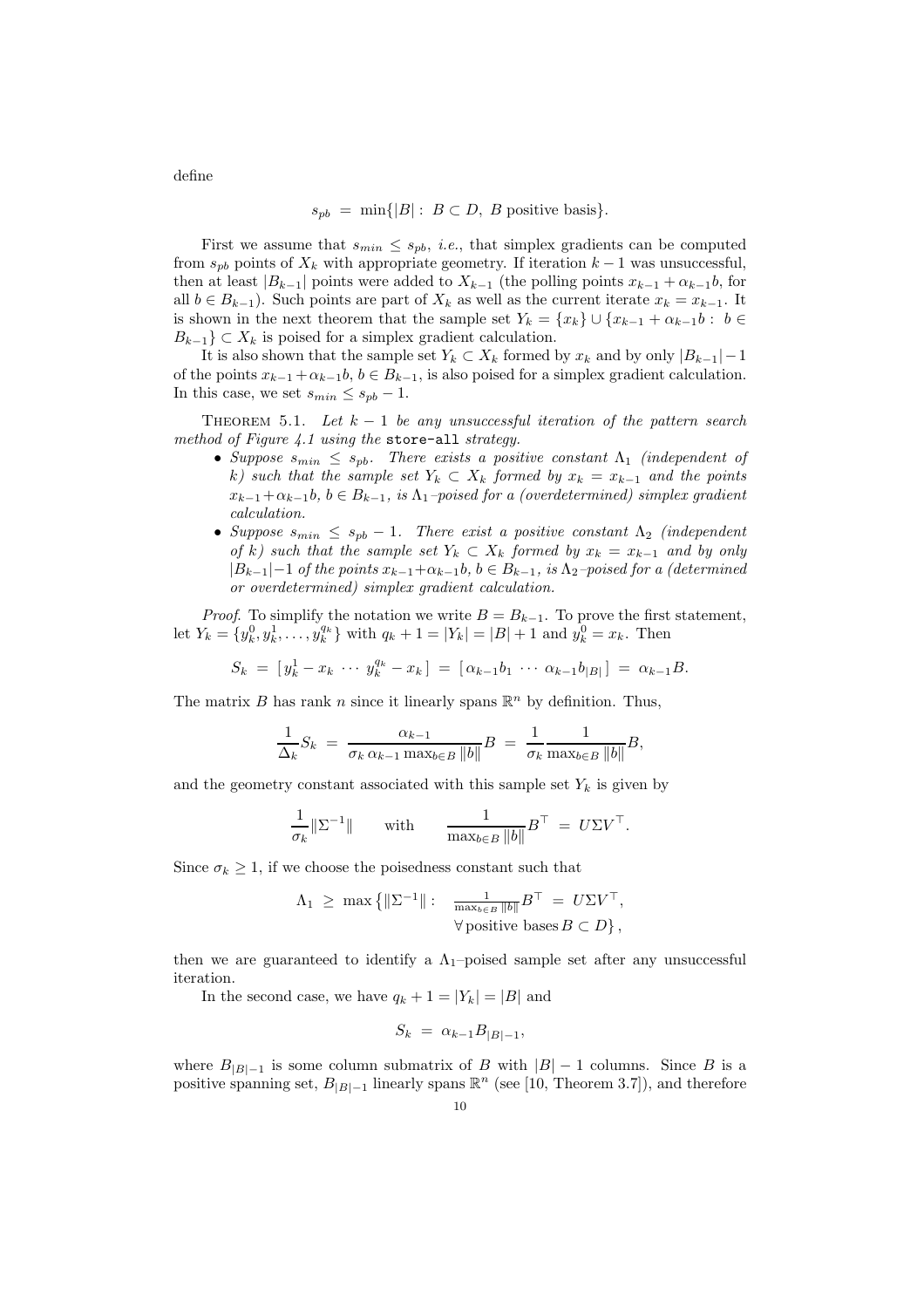define

$$s_{pb} \;=\; \min\{|B| : \; B \subset D, \; B \text{ positive basis}\}.$$

First we assume that $s_{min} \leq s_{pb}$, *i.e.*, that simplex gradients can be computed from $s_{pb}$ points of $X_k$ with appropriate geometry. If iteration $k-1$ was unsuccessful, then at least $|B_{k-1}|$ points were added to $X_{k-1}$ (the polling points $x_{k-1} + \alpha_{k-1} b$, for all $b \in B_{k-1}$). Such points are part of $X_k$ as well as the current iterate $x_k = x_{k-1}$. It is shown in the next theorem that the sample set $Y_k = \{x_k\} \cup \{x_{k-1} + \alpha_{k-1} b : \; b \in B_{k-1}\} \subset X_k$ is poised for a simplex gradient calculation.

It is also shown that the sample set $Y_k \subset X_k$ formed by $x_k$ and by only $|B_{k-1}|-1$ of the points $x_{k-1} + \alpha_{k-1} b$, $b \in B_{k-1}$, is also poised for a simplex gradient calculation. In this case, we set $s_{min} \leq s_{pb} - 1$.

THEOREM 5.1. *Let $k-1$ be any unsuccessful iteration of the pattern search method of Figure 4.1 using the* `store-all` *strategy.*

- *Suppose $s_{min} \leq s_{pb}$. There exists a positive constant $\Lambda_1$ (independent of $k$) such that the sample set $Y_k \subset X_k$ formed by $x_k = x_{k-1}$ and the points $x_{k-1} + \alpha_{k-1} b$, $b \in B_{k-1}$, is $\Lambda_1$–poised for a (overdetermined) simplex gradient calculation.*
- *Suppose $s_{min} \leq s_{pb} - 1$. There exist a positive constant $\Lambda_2$ (independent of $k$) such that the sample set $Y_k \subset X_k$ formed by $x_k = x_{k-1}$ and by only $|B_{k-1}|-1$ of the points $x_{k-1} + \alpha_{k-1} b$, $b \in B_{k-1}$, is $\Lambda_2$–poised for a (determined or overdetermined) simplex gradient calculation.*

*Proof*. To simplify the notation we write $B = B_{k-1}$. To prove the first statement, let $Y_k = \{y_k^0, y_k^1, \ldots, y_k^{q_k}\}$ with $q_k + 1 = |Y_k| = |B| + 1$ and $y_k^0 = x_k$. Then

$$S_k \;=\; \left[\, y_k^1 - x_k \; \cdots \; y_k^{q_k} - x_k \,\right] \;=\; \left[\, \alpha_{k-1} b_1 \; \cdots \; \alpha_{k-1} b_{|B|} \,\right] \;=\; \alpha_{k-1} B.$$

The matrix $B$ has rank $n$ since it linearly spans $\mathbb{R}^n$ by definition. Thus,

$$\frac{1}{\Delta_k} S_k \;=\; \frac{\alpha_{k-1}}{\sigma_k \, \alpha_{k-1} \max_{b \in B} \|b\|} B \;=\; \frac{1}{\sigma_k} \frac{1}{\max_{b \in B} \|b\|} B,$$

and the geometry constant associated with this sample set $Y_k$ is given by

$$\frac{1}{\sigma_k} \|\Sigma^{-1}\| \qquad \text{with} \qquad \frac{1}{\max_{b \in B} \|b\|} B^\top \;=\; U \Sigma V^\top.$$

Since $\sigma_k \geq 1$, if we choose the poisedness constant such that

$$\Lambda_1 \;\geq\; \max\left\{ \|\Sigma^{-1}\| : \quad \tfrac{1}{\max_{b \in B} \|b\|} B^\top \;=\; U \Sigma V^\top, \; \forall \, \text{positive bases} \, B \subset D \right\},$$

then we are guaranteed to identify a $\Lambda_1$–poised sample set after any unsuccessful iteration.

In the second case, we have $q_k + 1 = |Y_k| = |B|$ and

$$S_k \;=\; \alpha_{k-1} B_{|B|-1},$$

where $B_{|B|-1}$ is some column submatrix of $B$ with $|B|-1$ columns. Since $B$ is a positive spanning set, $B_{|B|-1}$ linearly spans $\mathbb{R}^n$ (see [10, Theorem 3.7]), and therefore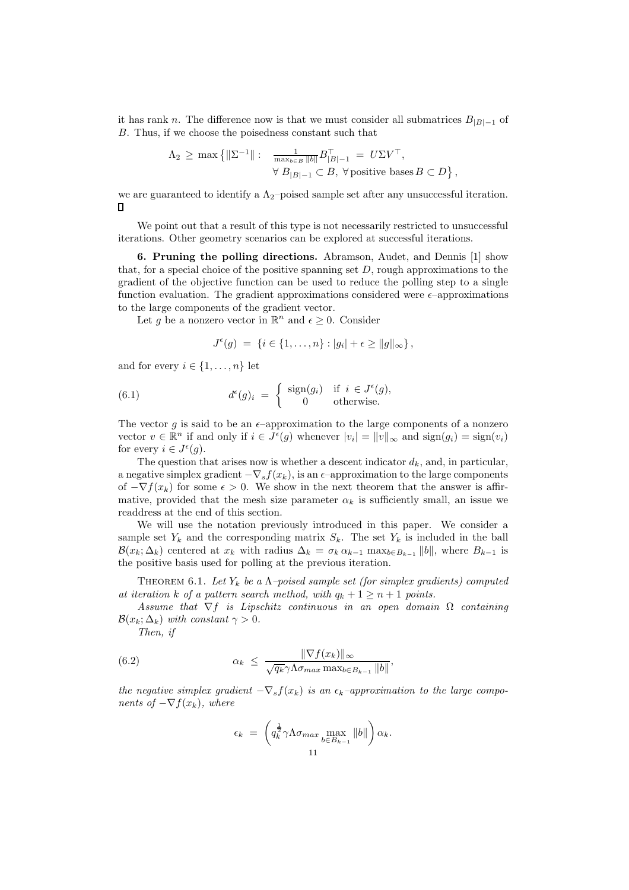it has rank $n$. The difference now is that we must consider all submatrices $B_{|B|-1}$ of $B$. Thus, if we choose the poisedness constant such that

$$\Lambda_2 \;\geq\; \max\left\{\|\Sigma^{-1}\| : \quad \frac{1}{\max_{b\in B}\|b\|} B_{|B|-1}^\top \;=\; U\Sigma V^\top, \;\; \forall\, B_{|B|-1} \subset B,\; \forall \,\text{positive bases}\, B \subset D\right\},$$

we are guaranteed to identify a $\Lambda_2$–poised sample set after any unsuccessful iteration. $\square$

We point out that a result of this type is not necessarily restricted to unsuccessful iterations. Other geometry scenarios can be explored at successful iterations.

**6. Pruning the polling directions.** Abramson, Audet, and Dennis [1] show that, for a special choice of the positive spanning set $D$, rough approximations to the gradient of the objective function can be used to reduce the polling step to a single function evaluation. The gradient approximations considered were $\epsilon$–approximations to the large components of the gradient vector.

Let $g$ be a nonzero vector in $\mathbb{R}^n$ and $\epsilon \geq 0$. Consider

$$J^\epsilon(g) \;=\; \{i \in \{1,\ldots,n\} : |g_i| + \epsilon \geq \|g\|_\infty\},$$

and for every $i \in \{1,\ldots,n\}$ let

$$d^\epsilon(g)_i \;=\; \begin{cases} \operatorname{sign}(g_i) & \text{if } i \in J^\epsilon(g), \\ 0 & \text{otherwise.} \end{cases} \tag{6.1}$$

The vector $g$ is said to be an $\epsilon$–approximation to the large components of a nonzero vector $v \in \mathbb{R}^n$ if and only if $i \in J^\epsilon(g)$ whenever $|v_i| = \|v\|_\infty$ and $\operatorname{sign}(g_i) = \operatorname{sign}(v_i)$ for every $i \in J^\epsilon(g)$.

The question that arises now is whether a descent indicator $d_k$, and, in particular, a negative simplex gradient $-\nabla_s f(x_k)$, is an $\epsilon$–approximation to the large components of $-\nabla f(x_k)$ for some $\epsilon > 0$. We show in the next theorem that the answer is affirmative, provided that the mesh size parameter $\alpha_k$ is sufficiently small, an issue we readdress at the end of this section.

We will use the notation previously introduced in this paper. We consider a sample set $Y_k$ and the corresponding matrix $S_k$. The set $Y_k$ is included in the ball $\mathcal{B}(x_k;\Delta_k)$ centered at $x_k$ with radius $\Delta_k = \sigma_k\,\alpha_{k-1}\,\max_{b\in B_{k-1}}\|b\|$, where $B_{k-1}$ is the positive basis used for polling at the previous iteration.

Theorem 6.1. *Let $Y_k$ be a $\Lambda$–poised sample set (for simplex gradients) computed at iteration $k$ of a pattern search method, with $q_k + 1 \geq n+1$ points.*

*Assume that $\nabla f$ is Lipschitz continuous in an open domain $\Omega$ containing $\mathcal{B}(x_k;\Delta_k)$ with constant $\gamma > 0$.*

*Then, if*

$$\alpha_k \;\leq\; \frac{\|\nabla f(x_k)\|_\infty}{\sqrt{q_k}\,\gamma\Lambda\sigma_{max}\max_{b\in B_{k-1}}\|b\|}, \tag{6.2}$$

*the negative simplex gradient $-\nabla_s f(x_k)$ is an $\epsilon_k$–approximation to the large components of $-\nabla f(x_k)$, where*

$$\epsilon_k \;=\; \left(q_k^{\frac{1}{2}}\gamma\Lambda\sigma_{max}\max_{b\in B_{k-1}}\|b\|\right)\alpha_k.$$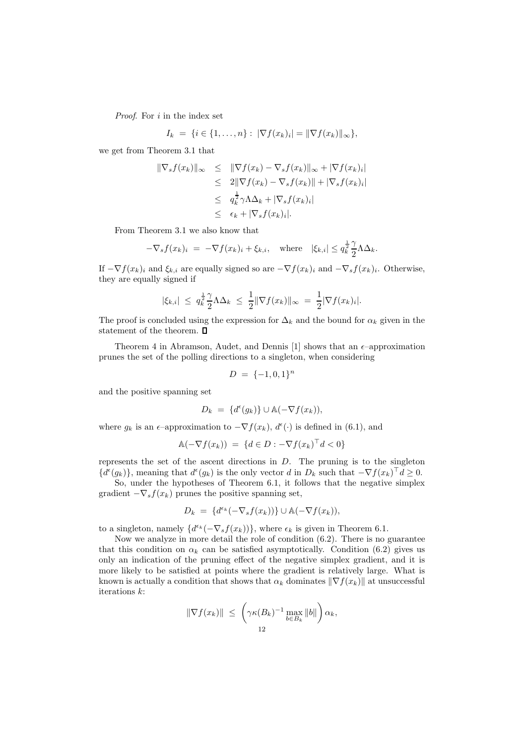*Proof.* For $i$ in the index set

$$I_k \ = \ \{i \in \{1,\ldots,n\} : \ |\nabla f(x_k)_i| = \|\nabla f(x_k)\|_\infty\},$$

we get from Theorem 3.1 that

$$\begin{aligned}
\|\nabla_s f(x_k)\|_\infty \ &\leq \ \|\nabla f(x_k) - \nabla_s f(x_k)\|_\infty + |\nabla f(x_k)_i| \\
&\leq \ 2\|\nabla f(x_k) - \nabla_s f(x_k)\| + |\nabla_s f(x_k)_i| \\
&\leq \ q_k^{\frac{1}{2}} \gamma \Lambda \Delta_k + |\nabla_s f(x_k)_i| \\
&\leq \ \epsilon_k + |\nabla_s f(x_k)_i|.
\end{aligned}$$

From Theorem 3.1 we also know that

$$-\nabla_s f(x_k)_i \ = \ -\nabla f(x_k)_i + \xi_{k,i}, \quad \text{where} \quad |\xi_{k,i}| \leq q_k^{\frac{1}{2}} \frac{\gamma}{2} \Lambda \Delta_k.$$

If $-\nabla f(x_k)_i$ and $\xi_{k,i}$ are equally signed so are $-\nabla f(x_k)_i$ and $-\nabla_s f(x_k)_i$. Otherwise, they are equally signed if

$$|\xi_{k,i}| \ \leq \ q_k^{\frac{1}{2}} \frac{\gamma}{2} \Lambda \Delta_k \ \leq \ \frac{1}{2} \|\nabla f(x_k)\|_\infty \ = \ \frac{1}{2} |\nabla f(x_k)_i|.$$

The proof is concluded using the expression for $\Delta_k$ and the bound for $\alpha_k$ given in the statement of the theorem. $\square$

Theorem 4 in Abramson, Audet, and Dennis [1] shows that an $\epsilon$–approximation prunes the set of the polling directions to a singleton, when considering

$$D \ = \ \{-1, 0, 1\}^n$$

and the positive spanning set

$$D_k \ = \ \{d^\epsilon(g_k)\} \cup \mathbb{A}(-\nabla f(x_k)),$$

where $g_k$ is an $\epsilon$–approximation to $-\nabla f(x_k)$, $d^\epsilon(\cdot)$ is defined in (6.1), and

$$\mathbb{A}(-\nabla f(x_k)) \ = \ \{d \in D : -\nabla f(x_k)^\top d < 0\}$$

represents the set of the ascent directions in $D$. The pruning is to the singleton $\{d^\epsilon(g_k)\}$, meaning that $d^\epsilon(g_k)$ is the only vector $d$ in $D_k$ such that $-\nabla f(x_k)^\top d \geq 0$.

So, under the hypotheses of Theorem 6.1, it follows that the negative simplex gradient $-\nabla_s f(x_k)$ prunes the positive spanning set,

$$D_k \ = \ \{d^{\epsilon_k}(-\nabla_s f(x_k))\} \cup \mathbb{A}(-\nabla f(x_k)),$$

to a singleton, namely $\{d^{\epsilon_k}(-\nabla_s f(x_k))\}$, where $\epsilon_k$ is given in Theorem 6.1.

Now we analyze in more detail the role of condition (6.2). There is no guarantee that this condition on $\alpha_k$ can be satisfied asymptotically. Condition (6.2) gives us only an indication of the pruning effect of the negative simplex gradient, and it is more likely to be satisfied at points where the gradient is relatively large. What is known is actually a condition that shows that $\alpha_k$ dominates $\|\nabla f(x_k)\|$ at unsuccessful iterations $k$:

$$\|\nabla f(x_k)\| \ \leq \ \left( \gamma \kappa(B_k)^{-1} \max_{b \in B_k} \|b\| \right) \alpha_k,$$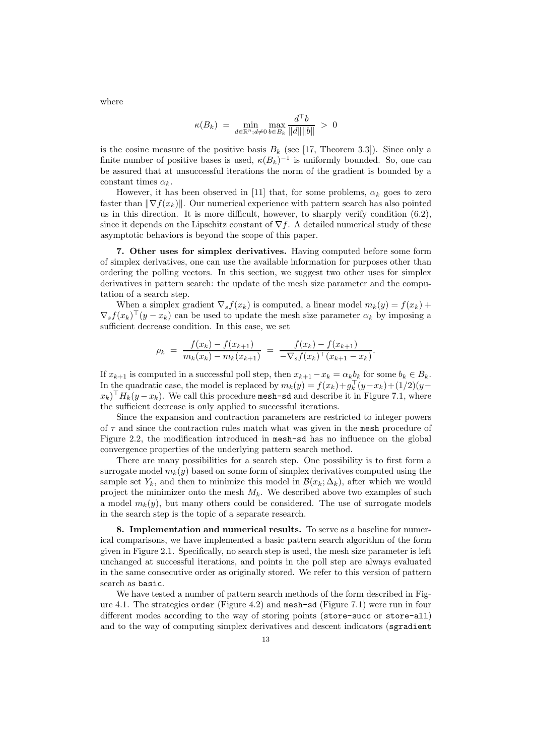where

$$\kappa(B_k) \; = \; \min_{d \in \mathbb{R}^n; d \neq 0} \max_{b \in B_k} \frac{d^\top b}{\|d\| \|b\|} \; > \; 0$$

is the cosine measure of the positive basis $B_k$ (see [17, Theorem 3.3]). Since only a finite number of positive bases is used, $\kappa(B_k)^{-1}$ is uniformly bounded. So, one can be assured that at unsuccessful iterations the norm of the gradient is bounded by a constant times $\alpha_k$.

However, it has been observed in [11] that, for some problems, $\alpha_k$ goes to zero faster than $\|\nabla f(x_k)\|$. Our numerical experience with pattern search has also pointed us in this direction. It is more difficult, however, to sharply verify condition (6.2), since it depends on the Lipschitz constant of $\nabla f$. A detailed numerical study of these asymptotic behaviors is beyond the scope of this paper.

**7. Other uses for simplex derivatives.** Having computed before some form of simplex derivatives, one can use the available information for purposes other than ordering the polling vectors. In this section, we suggest two other uses for simplex derivatives in pattern search: the update of the mesh size parameter and the computation of a search step.

When a simplex gradient $\nabla_s f(x_k)$ is computed, a linear model $m_k(y) = f(x_k) + \nabla_s f(x_k)^\top (y - x_k)$ can be used to update the mesh size parameter $\alpha_k$ by imposing a sufficient decrease condition. In this case, we set

$$\rho_k \; = \; \frac{f(x_k) - f(x_{k+1})}{m_k(x_k) - m_k(x_{k+1})} \; = \; \frac{f(x_k) - f(x_{k+1})}{-\nabla_s f(x_k)^\top (x_{k+1} - x_k)}.$$

If $x_{k+1}$ is computed in a successful poll step, then $x_{k+1} - x_k = \alpha_k b_k$ for some $b_k \in B_k$. In the quadratic case, the model is replaced by $m_k(y) = f(x_k) + g_k^\top (y - x_k) + (1/2)(y - x_k)^\top H_k (y - x_k)$. We call this procedure `mesh-sd` and describe it in Figure 7.1, where the sufficient decrease is only applied to successful iterations.

Since the expansion and contraction parameters are restricted to integer powers of $\tau$ and since the contraction rules match what was given in the `mesh` procedure of Figure 2.2, the modification introduced in `mesh-sd` has no influence on the global convergence properties of the underlying pattern search method.

There are many possibilities for a search step. One possibility is to first form a surrogate model $m_k(y)$ based on some form of simplex derivatives computed using the sample set $Y_k$, and then to minimize this model in $\mathcal{B}(x_k; \Delta_k)$, after which we would project the minimizer onto the mesh $M_k$. We described above two examples of such a model $m_k(y)$, but many others could be considered. The use of surrogate models in the search step is the topic of a separate research.

**8. Implementation and numerical results.** To serve as a baseline for numerical comparisons, we have implemented a basic pattern search algorithm of the form given in Figure 2.1. Specifically, no search step is used, the mesh size parameter is left unchanged at successful iterations, and points in the poll step are always evaluated in the same consecutive order as originally stored. We refer to this version of pattern search as `basic`.

We have tested a number of pattern search methods of the form described in Figure 4.1. The strategies `order` (Figure 4.2) and `mesh-sd` (Figure 7.1) were run in four different modes according to the way of storing points (`store-succ` or `store-all`) and to the way of computing simplex derivatives and descent indicators (`sgradient`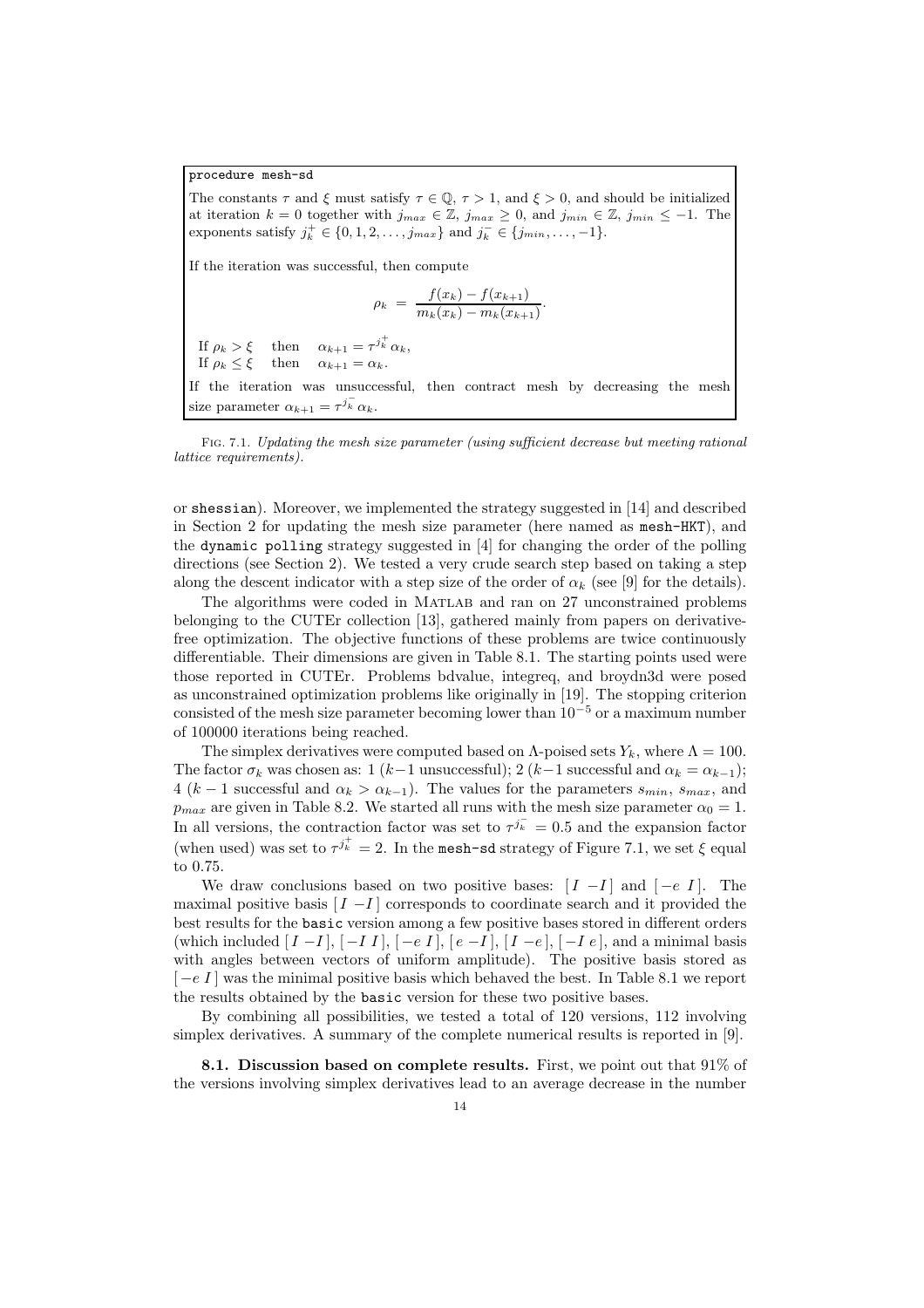```
procedure mesh-sd
```

The constants $\tau$ and $\xi$ must satisfy $\tau \in \mathbb{Q}$, $\tau > 1$, and $\xi > 0$, and should be initialized at iteration $k = 0$ together with $j_{max} \in \mathbb{Z}$, $j_{max} \geq 0$, and $j_{min} \in \mathbb{Z}$, $j_{min} \leq -1$. The exponents satisfy $j_k^+ \in \{0, 1, 2, \ldots, j_{max}\}$ and $j_k^- \in \{j_{min}, \ldots, -1\}$.

If the iteration was successful, then compute

$$\rho_k = \frac{f(x_k) - f(x_{k+1})}{m_k(x_k) - m_k(x_{k+1})}.$$

If $\rho_k > \xi$ then $\alpha_{k+1} = \tau^{j_k^+} \alpha_k$,
If $\rho_k \leq \xi$ then $\alpha_{k+1} = \alpha_k$.

If the iteration was unsuccessful, then contract mesh by decreasing the mesh size parameter $\alpha_{k+1} = \tau^{j_k^-} \alpha_k$.

Fig. 7.1. *Updating the mesh size parameter (using sufficient decrease but meeting rational lattice requirements).*

or `shessian`). Moreover, we implemented the strategy suggested in [14] and described in Section 2 for updating the mesh size parameter (here named as `mesh-HKT`), and the `dynamic polling` strategy suggested in [4] for changing the order of the polling directions (see Section 2). We tested a very crude search step based on taking a step along the descent indicator with a step size of the order of $\alpha_k$ (see [9] for the details).

The algorithms were coded in Matlab and ran on 27 unconstrained problems belonging to the CUTEr collection [13], gathered mainly from papers on derivative-free optimization. The objective functions of these problems are twice continuously differentiable. Their dimensions are given in Table 8.1. The starting points used were those reported in CUTEr. Problems bdvalue, integreq, and broydn3d were posed as unconstrained optimization problems like originally in [19]. The stopping criterion consisted of the mesh size parameter becoming lower than $10^{-5}$ or a maximum number of 100000 iterations being reached.

The simplex derivatives were computed based on $\Lambda$-poised sets $Y_k$, where $\Lambda = 100$. The factor $\sigma_k$ was chosen as: 1 ($k-1$ unsuccessful); 2 ($k-1$ successful and $\alpha_k = \alpha_{k-1}$); 4 ($k-1$ successful and $\alpha_k > \alpha_{k-1}$). The values for the parameters $s_{min}$, $s_{max}$, and $p_{max}$ are given in Table 8.2. We started all runs with the mesh size parameter $\alpha_0 = 1$. In all versions, the contraction factor was set to $\tau^{j_k^-} = 0.5$ and the expansion factor (when used) was set to $\tau^{j_k^+} = 2$. In the `mesh-sd` strategy of Figure 7.1, we set $\xi$ equal to 0.75.

We draw conclusions based on two positive bases: $[\,I \; -I\,]$ and $[\,-e \; I\,]$. The maximal positive basis $[\,I \; -I\,]$ corresponds to coordinate search and it provided the best results for the `basic` version among a few positive bases stored in different orders (which included $[\,I \; -I\,]$, $[\,-I \; I\,]$, $[\,-e \; I\,]$, $[\,e \; -I\,]$, $[\,I \; -e\,]$, $[\,-I \; e\,]$, and a minimal basis with angles between vectors of uniform amplitude). The positive basis stored as $[\,-e \; I\,]$ was the minimal positive basis which behaved the best. In Table 8.1 we report the results obtained by the `basic` version for these two positive bases.

By combining all possibilities, we tested a total of 120 versions, 112 involving simplex derivatives. A summary of the complete numerical results is reported in [9].

**8.1. Discussion based on complete results.** First, we point out that 91% of the versions involving simplex derivatives lead to an average decrease in the number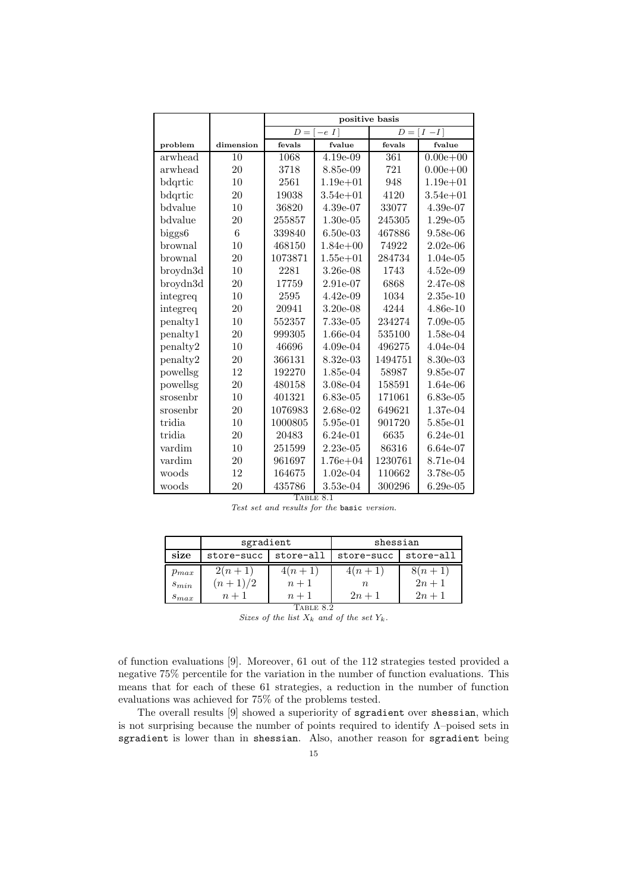| | | positive basis | | | |
|---|---|---|---|---|---|
| | | $D = [\,-e\ I\,]$ | | $D = [\,I\ -I\,]$ | |
| **problem** | **dimension** | **fevals** | **fvalue** | **fevals** | **fvalue** |
| arwhead | 10 | 1068 | 4.19e-09 | 361 | 0.00e+00 |
| arwhead | 20 | 3718 | 8.85e-09 | 721 | 0.00e+00 |
| bdqrtic | 10 | 2561 | 1.19e+01 | 948 | 1.19e+01 |
| bdqrtic | 20 | 19038 | 3.54e+01 | 4120 | 3.54e+01 |
| bdvalue | 10 | 36820 | 4.39e-07 | 33077 | 4.39e-07 |
| bdvalue | 20 | 255857 | 1.30e-05 | 245305 | 1.29e-05 |
| biggs6 | 6 | 339840 | 6.50e-03 | 467886 | 9.58e-06 |
| brownal | 10 | 468150 | 1.84e+00 | 74922 | 2.02e-06 |
| brownal | 20 | 1073871 | 1.55e+01 | 284734 | 1.04e-05 |
| broydn3d | 10 | 2281 | 3.26e-08 | 1743 | 4.52e-09 |
| broydn3d | 20 | 17759 | 2.91e-07 | 6868 | 2.47e-08 |
| integreq | 10 | 2595 | 4.42e-09 | 1034 | 2.35e-10 |
| integreq | 20 | 20941 | 3.20e-08 | 4244 | 4.86e-10 |
| penalty1 | 10 | 552357 | 7.33e-05 | 234274 | 7.09e-05 |
| penalty1 | 20 | 999305 | 1.66e-04 | 535100 | 1.58e-04 |
| penalty2 | 10 | 46696 | 4.09e-04 | 496275 | 4.04e-04 |
| penalty2 | 20 | 366131 | 8.32e-03 | 1494751 | 8.30e-03 |
| powellsg | 12 | 192270 | 1.85e-04 | 58987 | 9.85e-07 |
| powellsg | 20 | 480158 | 3.08e-04 | 158591 | 1.64e-06 |
| srosenbr | 10 | 401321 | 6.83e-05 | 171061 | 6.83e-05 |
| srosenbr | 20 | 1076983 | 2.68e-02 | 649621 | 1.37e-04 |
| tridia | 10 | 1000805 | 5.95e-01 | 901720 | 5.85e-01 |
| tridia | 20 | 20483 | 6.24e-01 | 6635 | 6.24e-01 |
| vardim | 10 | 251599 | 2.23e-05 | 86316 | 6.64e-07 |
| vardim | 20 | 961697 | 1.76e+04 | 1230761 | 8.71e-04 |
| woods | 12 | 164675 | 1.02e-04 | 110662 | 3.78e-05 |
| woods | 20 | 435786 | 3.53e-04 | 300296 | 6.29e-05 |

TABLE 8.1
*Test set and results for the* `basic` *version.*

| | `sgradient` | | `shessian` | |
|---|---|---|---|---|
| **size** | `store-succ` | `store-all` | `store-succ` | `store-all` |
| $p_{max}$ | $2(n+1)$ | $4(n+1)$ | $4(n+1)$ | $8(n+1)$ |
| $s_{min}$ | $(n+1)/2$ | $n+1$ | $n$ | $2n+1$ |
| $s_{max}$ | $n+1$ | $n+1$ | $2n+1$ | $2n+1$ |

TABLE 8.2
*Sizes of the list $X_k$ and of the set $Y_k$.*

of function evaluations [9]. Moreover, 61 out of the 112 strategies tested provided a negative 75% percentile for the variation in the number of function evaluations. This means that for each of these 61 strategies, a reduction in the number of function evaluations was achieved for 75% of the problems tested.

The overall results [9] showed a superiority of `sgradient` over `shessian`, which is not surprising because the number of points required to identify $\Lambda$–poised sets in `sgradient` is lower than in `shessian`. Also, another reason for `sgradient` being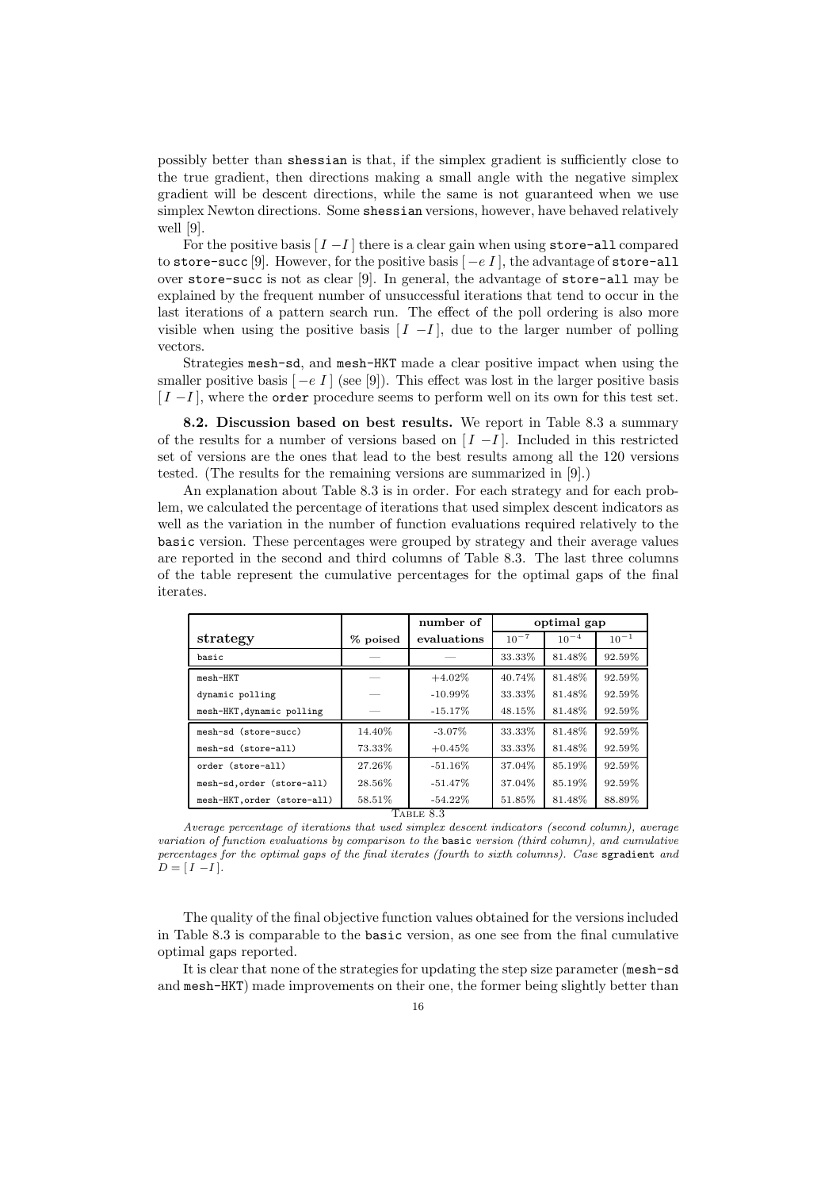possibly better than `shessian` is that, if the simplex gradient is sufficiently close to the true gradient, then directions making a small angle with the negative simplex gradient will be descent directions, while the same is not guaranteed when we use simplex Newton directions. Some `shessian` versions, however, have behaved relatively well [9].

For the positive basis $[\, I \; -I\,]$ there is a clear gain when using `store-all` compared to `store-succ` [9]. However, for the positive basis $[\, -e \; I\,]$, the advantage of `store-all` over `store-succ` is not as clear [9]. In general, the advantage of `store-all` may be explained by the frequent number of unsuccessful iterations that tend to occur in the last iterations of a pattern search run. The effect of the poll ordering is also more visible when using the positive basis $[\, I \; -I\,]$, due to the larger number of polling vectors.

Strategies `mesh-sd`, and `mesh-HKT` made a clear positive impact when using the smaller positive basis $[\, -e \; I\,]$ (see [9]). This effect was lost in the larger positive basis $[\, I \; -I\,]$, where the `order` procedure seems to perform well on its own for this test set.

**8.2. Discussion based on best results.** We report in Table 8.3 a summary of the results for a number of versions based on $[\, I \; -I\,]$. Included in this restricted set of versions are the ones that lead to the best results among all the 120 versions tested. (The results for the remaining versions are summarized in [9].)

An explanation about Table 8.3 is in order. For each strategy and for each problem, we calculated the percentage of iterations that used simplex descent indicators as well as the variation in the number of function evaluations required relatively to the `basic` version. These percentages were grouped by strategy and their average values are reported in the second and third columns of Table 8.3. The last three columns of the table represent the cumulative percentages for the optimal gaps of the final iterates.

| strategy | % poised | number of evaluations | optimal gap $10^{-7}$ | optimal gap $10^{-4}$ | optimal gap $10^{-1}$ |
|---|---|---|---|---|---|
| `basic` | — | — | 33.33% | 81.48% | 92.59% |
| `mesh-HKT` | — | +4.02% | 40.74% | 81.48% | 92.59% |
| `dynamic polling` | — | -10.99% | 33.33% | 81.48% | 92.59% |
| `mesh-HKT,dynamic polling` | — | -15.17% | 48.15% | 81.48% | 92.59% |
| `mesh-sd (store-succ)` | 14.40% | -3.07% | 33.33% | 81.48% | 92.59% |
| `mesh-sd (store-all)` | 73.33% | +0.45% | 33.33% | 81.48% | 92.59% |
| `order (store-all)` | 27.26% | -51.16% | 37.04% | 85.19% | 92.59% |
| `mesh-sd,order (store-all)` | 28.56% | -51.47% | 37.04% | 85.19% | 92.59% |
| `mesh-HKT,order (store-all)` | 58.51% | -54.22% | 51.85% | 81.48% | 88.89% |

TABLE 8.3

*Average percentage of iterations that used simplex descent indicators (second column), average variation of function evaluations by comparison to the* `basic` *version (third column), and cumulative percentages for the optimal gaps of the final iterates (fourth to sixth columns). Case* `sgradient` *and* $D = [\, I \; -I\,]$.

The quality of the final objective function values obtained for the versions included in Table 8.3 is comparable to the `basic` version, as one see from the final cumulative optimal gaps reported.

It is clear that none of the strategies for updating the step size parameter (`mesh-sd` and `mesh-HKT`) made improvements on their one, the former being slightly better than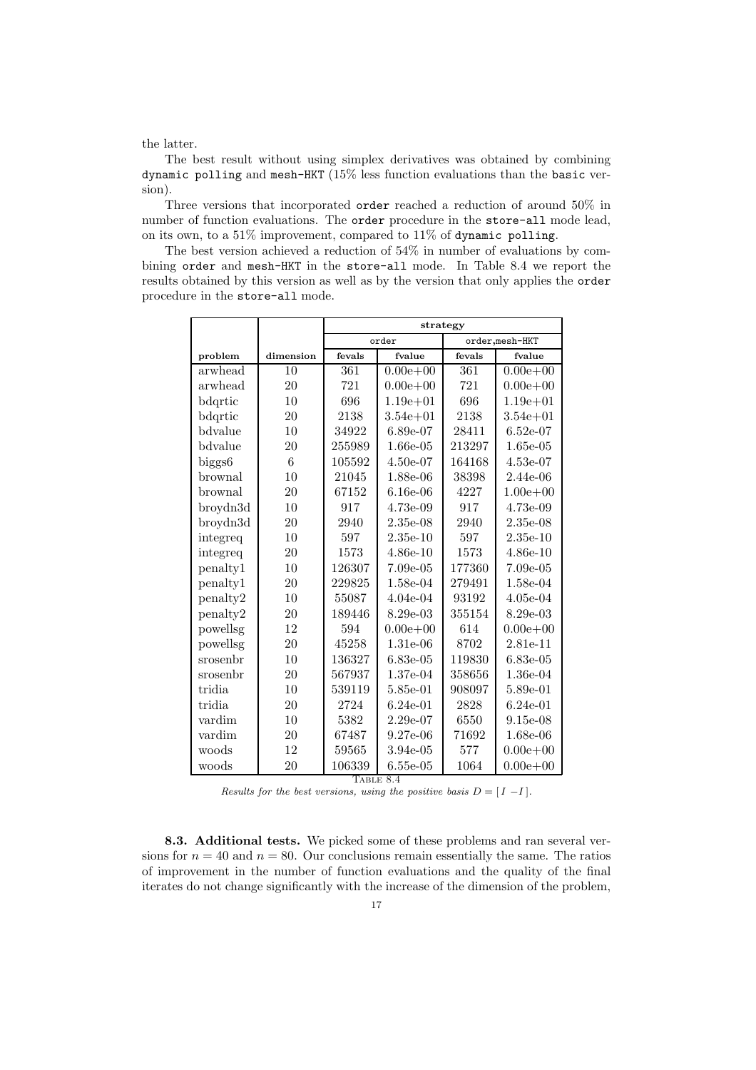the latter.

The best result without using simplex derivatives was obtained by combining `dynamic polling` and `mesh-HKT` (15% less function evaluations than the `basic` version).

Three versions that incorporated `order` reached a reduction of around 50% in number of function evaluations. The `order` procedure in the `store-all` mode lead, on its own, to a 51% improvement, compared to 11% of `dynamic polling`.

The best version achieved a reduction of 54% in number of evaluations by combining `order` and `mesh-HKT` in the `store-all` mode. In Table 8.4 we report the results obtained by this version as well as by the version that only applies the `order` procedure in the `store-all` mode.

| | | **strategy** | | | |
|---|---|---|---|---|---|
| | | `order` | | `order,mesh-HKT` | |
| **problem** | **dimension** | **fevals** | **fvalue** | **fevals** | **fvalue** |
| arwhead | 10 | 361 | 0.00e+00 | 361 | 0.00e+00 |
| arwhead | 20 | 721 | 0.00e+00 | 721 | 0.00e+00 |
| bdqrtic | 10 | 696 | 1.19e+01 | 696 | 1.19e+01 |
| bdqrtic | 20 | 2138 | 3.54e+01 | 2138 | 3.54e+01 |
| bdvalue | 10 | 34922 | 6.89e-07 | 28411 | 6.52e-07 |
| bdvalue | 20 | 255989 | 1.66e-05 | 213297 | 1.65e-05 |
| biggs6 | 6 | 105592 | 4.50e-07 | 164168 | 4.53e-07 |
| brownal | 10 | 21045 | 1.88e-06 | 38398 | 2.44e-06 |
| brownal | 20 | 67152 | 6.16e-06 | 4227 | 1.00e+00 |
| broydn3d | 10 | 917 | 4.73e-09 | 917 | 4.73e-09 |
| broydn3d | 20 | 2940 | 2.35e-08 | 2940 | 2.35e-08 |
| integreq | 10 | 597 | 2.35e-10 | 597 | 2.35e-10 |
| integreq | 20 | 1573 | 4.86e-10 | 1573 | 4.86e-10 |
| penalty1 | 10 | 126307 | 7.09e-05 | 177360 | 7.09e-05 |
| penalty1 | 20 | 229825 | 1.58e-04 | 279491 | 1.58e-04 |
| penalty2 | 10 | 55087 | 4.04e-04 | 93192 | 4.05e-04 |
| penalty2 | 20 | 189446 | 8.29e-03 | 355154 | 8.29e-03 |
| powellsg | 12 | 594 | 0.00e+00 | 614 | 0.00e+00 |
| powellsg | 20 | 45258 | 1.31e-06 | 8702 | 2.81e-11 |
| srosenbr | 10 | 136327 | 6.83e-05 | 119830 | 6.83e-05 |
| srosenbr | 20 | 567937 | 1.37e-04 | 358656 | 1.36e-04 |
| tridia | 10 | 539119 | 5.85e-01 | 908097 | 5.89e-01 |
| tridia | 20 | 2724 | 6.24e-01 | 2828 | 6.24e-01 |
| vardim | 10 | 5382 | 2.29e-07 | 6550 | 9.15e-08 |
| vardim | 20 | 67487 | 9.27e-06 | 71692 | 1.68e-06 |
| woods | 12 | 59565 | 3.94e-05 | 577 | 0.00e+00 |
| woods | 20 | 106339 | 6.55e-05 | 1064 | 0.00e+00 |

TABLE 8.4
*Results for the best versions, using the positive basis* $D = [\, I \; -I \,]$.

**8.3. Additional tests.** We picked some of these problems and ran several versions for $n = 40$ and $n = 80$. Our conclusions remain essentially the same. The ratios of improvement in the number of function evaluations and the quality of the final iterates do not change significantly with the increase of the dimension of the problem,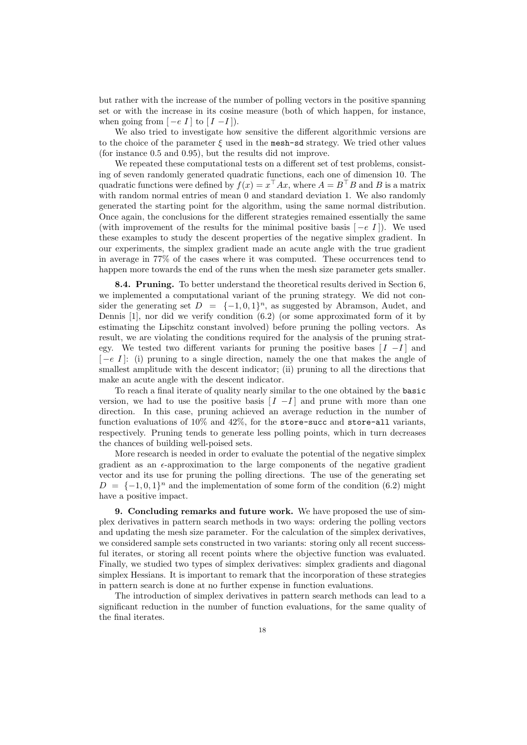but rather with the increase of the number of polling vectors in the positive spanning set or with the increase in its cosine measure (both of which happen, for instance, when going from $[\,-e\ I\,]$ to $[\,I\ -I\,]$).

We also tried to investigate how sensitive the different algorithmic versions are to the choice of the parameter $\xi$ used in the `mesh-sd` strategy. We tried other values (for instance 0.5 and 0.95), but the results did not improve.

We repeated these computational tests on a different set of test problems, consisting of seven randomly generated quadratic functions, each one of dimension 10. The quadratic functions were defined by $f(x) = x^\top A x$, where $A = B^\top B$ and $B$ is a matrix with random normal entries of mean 0 and standard deviation 1. We also randomly generated the starting point for the algorithm, using the same normal distribution. Once again, the conclusions for the different strategies remained essentially the same (with improvement of the results for the minimal positive basis $[\,-e\ I\,]$). We used these examples to study the descent properties of the negative simplex gradient. In our experiments, the simplex gradient made an acute angle with the true gradient in average in 77% of the cases where it was computed. These occurrences tend to happen more towards the end of the runs when the mesh size parameter gets smaller.

**8.4. Pruning.** To better understand the theoretical results derived in Section 6, we implemented a computational variant of the pruning strategy. We did not consider the generating set $D = \{-1, 0, 1\}^n$, as suggested by Abramson, Audet, and Dennis [1], nor did we verify condition (6.2) (or some approximated form of it by estimating the Lipschitz constant involved) before pruning the polling vectors. As result, we are violating the conditions required for the analysis of the pruning strategy. We tested two different variants for pruning the positive bases $[\,I\ -I\,]$ and $[\,-e\ I\,]$: (i) pruning to a single direction, namely the one that makes the angle of smallest amplitude with the descent indicator; (ii) pruning to all the directions that make an acute angle with the descent indicator.

To reach a final iterate of quality nearly similar to the one obtained by the `basic` version, we had to use the positive basis $[\,I\ -I\,]$ and prune with more than one direction. In this case, pruning achieved an average reduction in the number of function evaluations of 10% and 42%, for the `store-succ` and `store-all` variants, respectively. Pruning tends to generate less polling points, which in turn decreases the chances of building well-poised sets.

More research is needed in order to evaluate the potential of the negative simplex gradient as an $\epsilon$-approximation to the large components of the negative gradient vector and its use for pruning the polling directions. The use of the generating set $D = \{-1, 0, 1\}^n$ and the implementation of some form of the condition (6.2) might have a positive impact.

**9. Concluding remarks and future work.** We have proposed the use of simplex derivatives in pattern search methods in two ways: ordering the polling vectors and updating the mesh size parameter. For the calculation of the simplex derivatives, we considered sample sets constructed in two variants: storing only all recent successful iterates, or storing all recent points where the objective function was evaluated. Finally, we studied two types of simplex derivatives: simplex gradients and diagonal simplex Hessians. It is important to remark that the incorporation of these strategies in pattern search is done at no further expense in function evaluations.

The introduction of simplex derivatives in pattern search methods can lead to a significant reduction in the number of function evaluations, for the same quality of the final iterates.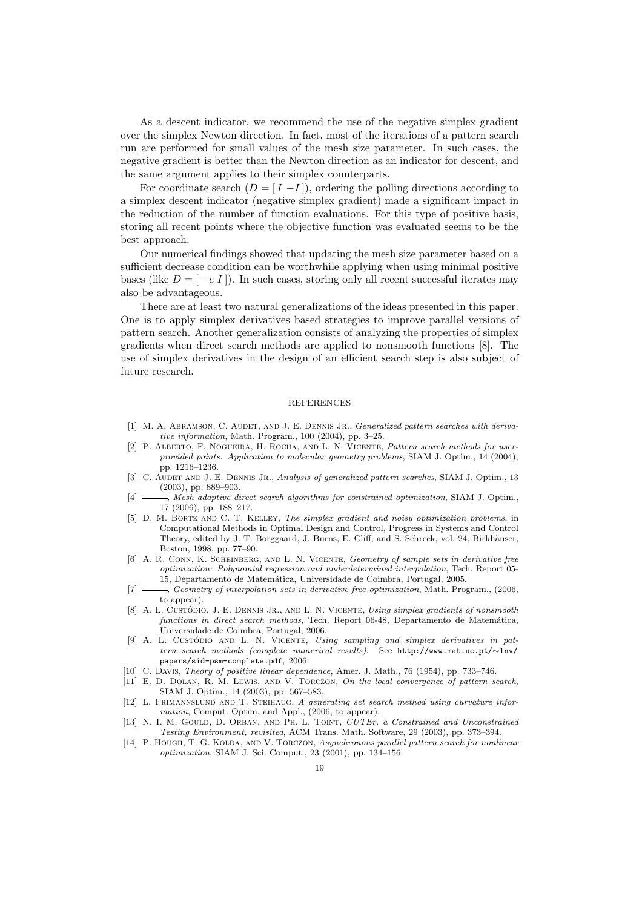As a descent indicator, we recommend the use of the negative simplex gradient over the simplex Newton direction. In fact, most of the iterations of a pattern search run are performed for small values of the mesh size parameter. In such cases, the negative gradient is better than the Newton direction as an indicator for descent, and the same argument applies to their simplex counterparts.

For coordinate search ($D = [\, I \; -I \,]$), ordering the polling directions according to a simplex descent indicator (negative simplex gradient) made a significant impact in the reduction of the number of function evaluations. For this type of positive basis, storing all recent points where the objective function was evaluated seems to be the best approach.

Our numerical findings showed that updating the mesh size parameter based on a sufficient decrease condition can be worthwhile applying when using minimal positive bases (like $D = [\, -e \; I \,]$). In such cases, storing only all recent successful iterates may also be advantageous.

There are at least two natural generalizations of the ideas presented in this paper. One is to apply simplex derivatives based strategies to improve parallel versions of pattern search. Another generalization consists of analyzing the properties of simplex gradients when direct search methods are applied to nonsmooth functions [8]. The use of simplex derivatives in the design of an efficient search step is also subject of future research.

## REFERENCES

[1] M. A. Abramson, C. Audet, and J. E. Dennis Jr., *Generalized pattern searches with derivative information*, Math. Program., 100 (2004), pp. 3–25.

[2] P. Alberto, F. Nogueira, H. Rocha, and L. N. Vicente, *Pattern search methods for user-provided points: Application to molecular geometry problems*, SIAM J. Optim., 14 (2004), pp. 1216–1236.

[3] C. Audet and J. E. Dennis Jr., *Analysis of generalized pattern searches*, SIAM J. Optim., 13 (2003), pp. 889–903.

[4] ———, *Mesh adaptive direct search algorithms for constrained optimization*, SIAM J. Optim., 17 (2006), pp. 188–217.

[5] D. M. Bortz and C. T. Kelley, *The simplex gradient and noisy optimization problems*, in Computational Methods in Optimal Design and Control, Progress in Systems and Control Theory, edited by J. T. Borggaard, J. Burns, E. Cliff, and S. Schreck, vol. 24, Birkhäuser, Boston, 1998, pp. 77–90.

[6] A. R. Conn, K. Scheinberg, and L. N. Vicente, *Geometry of sample sets in derivative free optimization: Polynomial regression and underdetermined interpolation*, Tech. Report 05-15, Departamento de Matemática, Universidade de Coimbra, Portugal, 2005.

[7] ———, *Geometry of interpolation sets in derivative free optimization*, Math. Program., (2006, to appear).

[8] A. L. Custódio, J. E. Dennis Jr., and L. N. Vicente, *Using simplex gradients of nonsmooth functions in direct search methods*, Tech. Report 06-48, Departamento de Matemática, Universidade de Coimbra, Portugal, 2006.

[9] A. L. Custódio and L. N. Vicente, *Using sampling and simplex derivatives in pattern search methods (complete numerical results)*. See `http://www.mat.uc.pt/~lnv/papers/sid-psm-complete.pdf`, 2006.

[10] C. Davis, *Theory of positive linear dependence*, Amer. J. Math., 76 (1954), pp. 733–746.

[11] E. D. Dolan, R. M. Lewis, and V. Torczon, *On the local convergence of pattern search*, SIAM J. Optim., 14 (2003), pp. 567–583.

[12] L. Frimannslund and T. Steihaug, *A generating set search method using curvature information*, Comput. Optim. and Appl., (2006, to appear).

[13] N. I. M. Gould, D. Orban, and Ph. L. Toint, *CUTEr, a Constrained and Unconstrained Testing Environment, revisited*, ACM Trans. Math. Software, 29 (2003), pp. 373–394.

[14] P. Hough, T. G. Kolda, and V. Torczon, *Asynchronous parallel pattern search for nonlinear optimization*, SIAM J. Sci. Comput., 23 (2001), pp. 134–156.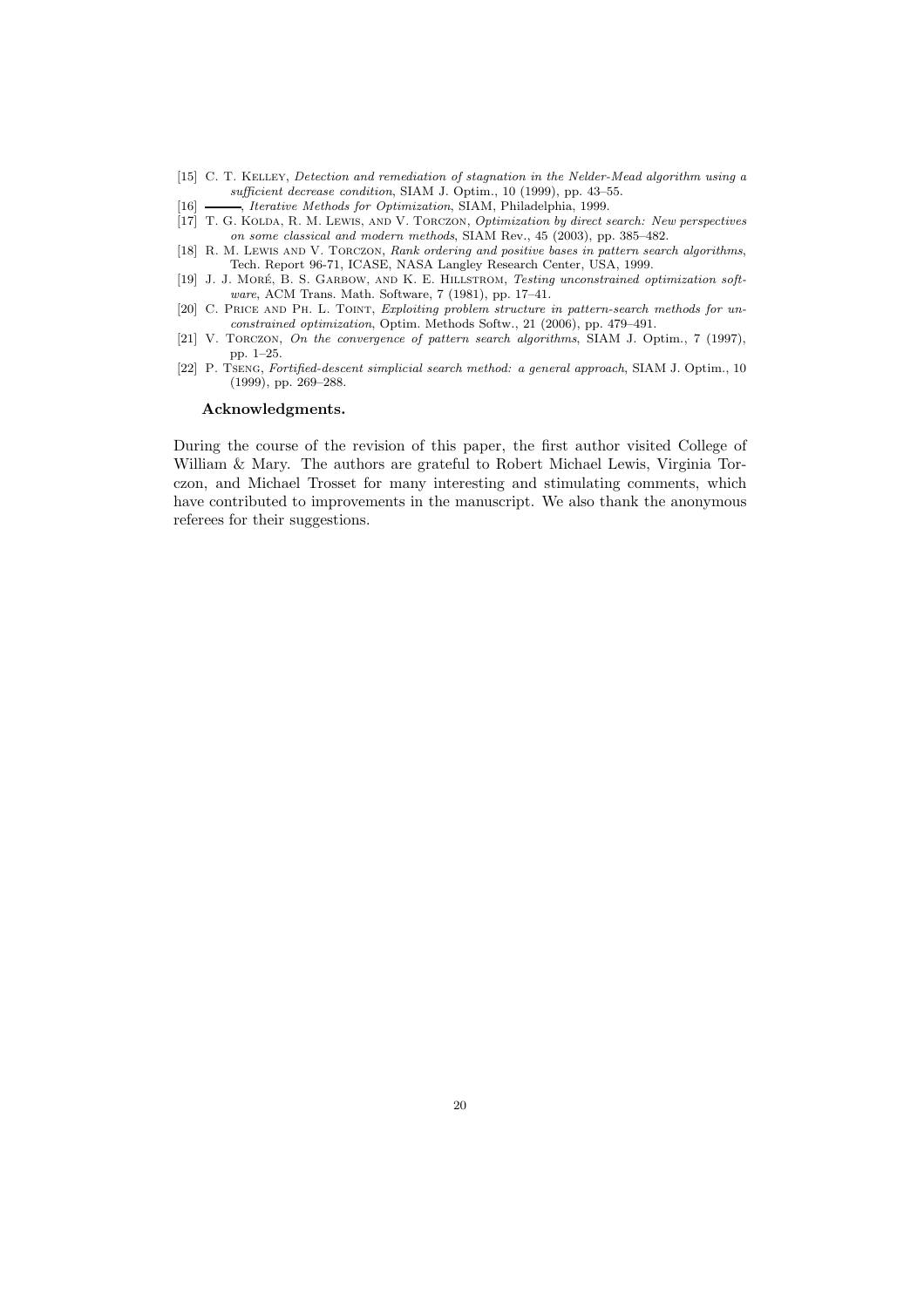[15] C. T. Kelley, *Detection and remediation of stagnation in the Nelder-Mead algorithm using a sufficient decrease condition*, SIAM J. Optim., 10 (1999), pp. 43–55.

[16] ———, *Iterative Methods for Optimization*, SIAM, Philadelphia, 1999.

[17] T. G. Kolda, R. M. Lewis, and V. Torczon, *Optimization by direct search: New perspectives on some classical and modern methods*, SIAM Rev., 45 (2003), pp. 385–482.

[18] R. M. Lewis and V. Torczon, *Rank ordering and positive bases in pattern search algorithms*, Tech. Report 96-71, ICASE, NASA Langley Research Center, USA, 1999.

[19] J. J. Moré, B. S. Garbow, and K. E. Hillstrom, *Testing unconstrained optimization software*, ACM Trans. Math. Software, 7 (1981), pp. 17–41.

[20] C. Price and Ph. L. Toint, *Exploiting problem structure in pattern-search methods for unconstrained optimization*, Optim. Methods Softw., 21 (2006), pp. 479–491.

[21] V. Torczon, *On the convergence of pattern search algorithms*, SIAM J. Optim., 7 (1997), pp. 1–25.

[22] P. Tseng, *Fortified-descent simplicial search method: a general approach*, SIAM J. Optim., 10 (1999), pp. 269–288.

**Acknowledgments.**

During the course of the revision of this paper, the first author visited College of William & Mary. The authors are grateful to Robert Michael Lewis, Virginia Torczon, and Michael Trosset for many interesting and stimulating comments, which have contributed to improvements in the manuscript. We also thank the anonymous referees for their suggestions.